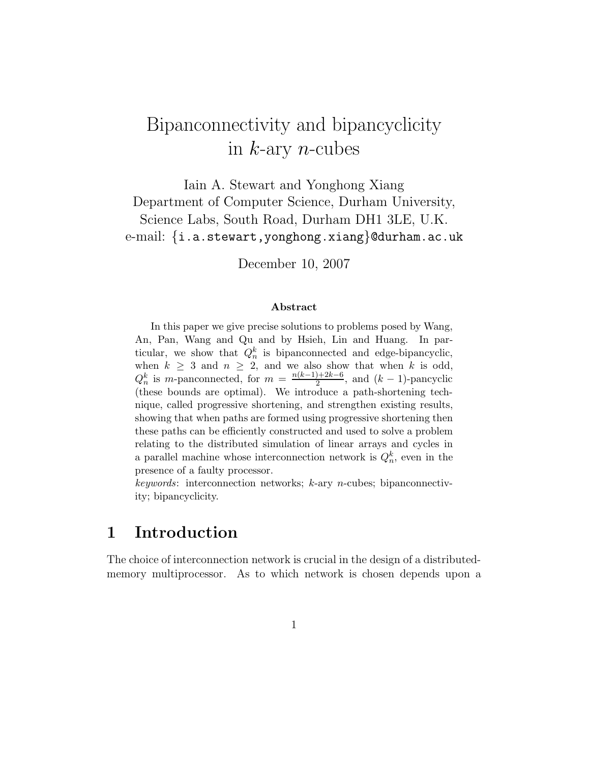# Bipanconnectivity and bipancyclicity in $k$-ary $n$-cubes

Iain A. Stewart and Yonghong Xiang
Department of Computer Science, Durham University,
Science Labs, South Road, Durham DH1 3LE, U.K.
e-mail: {i.a.stewart,yonghong.xiang}@durham.ac.uk

December 10, 2007

**Abstract**

In this paper we give precise solutions to problems posed by Wang, An, Pan, Wang and Qu and by Hsieh, Lin and Huang. In particular, we show that $Q_n^k$ is bipanconnected and edge-bipancyclic, when $k \geq 3$ and $n \geq 2$, and we also show that when $k$ is odd, $Q_n^k$ is $m$-panconnected, for $m = \frac{n(k-1)+2k-6}{2}$, and $(k-1)$-pancyclic (these bounds are optimal). We introduce a path-shortening technique, called progressive shortening, and strengthen existing results, showing that when paths are formed using progressive shortening then these paths can be efficiently constructed and used to solve a problem relating to the distributed simulation of linear arrays and cycles in a parallel machine whose interconnection network is $Q_n^k$, even in the presence of a faulty processor.

*keywords*: interconnection networks; $k$-ary $n$-cubes; bipanconnectivity; bipancyclicity.

## 1 Introduction

The choice of interconnection network is crucial in the design of a distributed-memory multiprocessor. As to which network is chosen depends upon a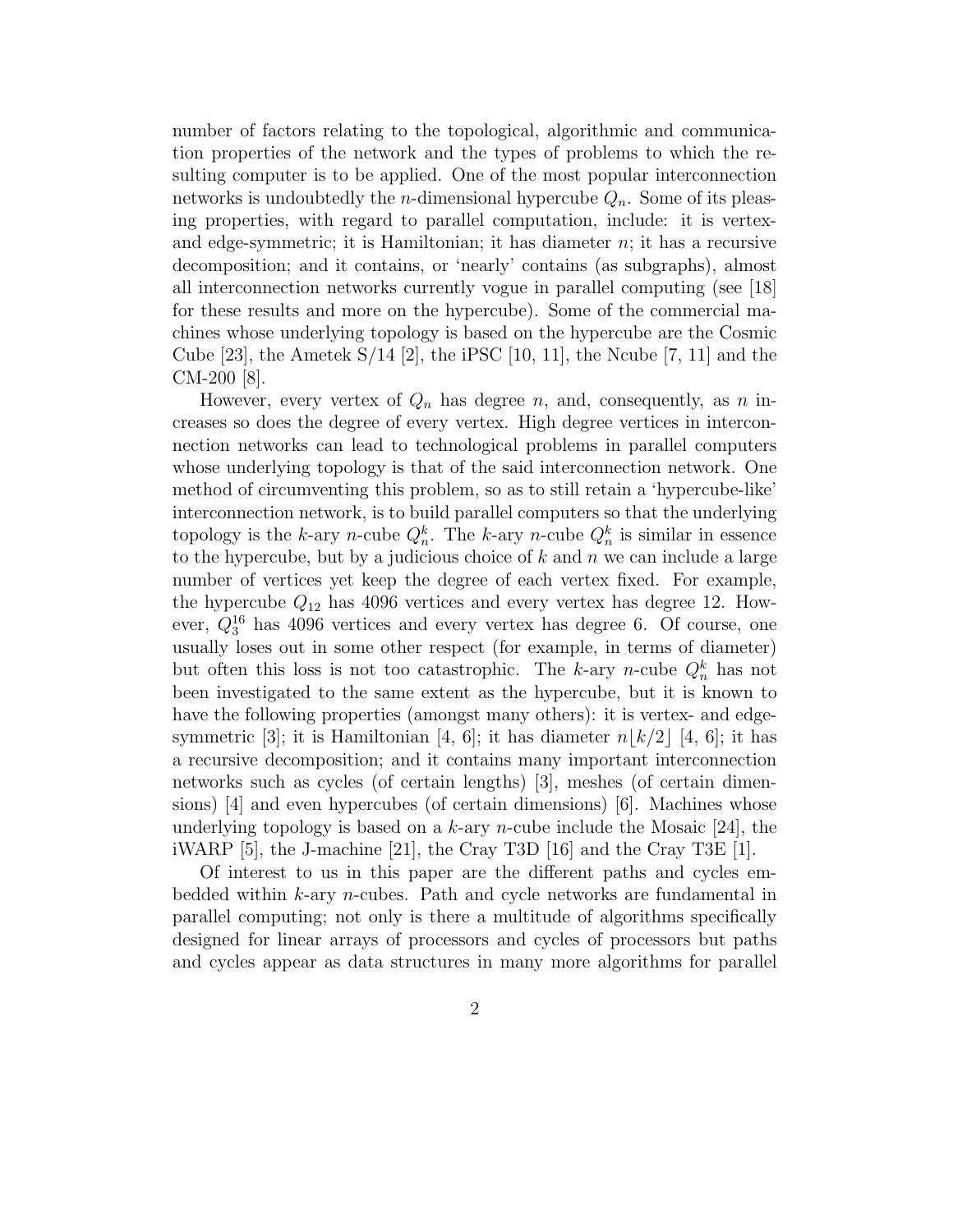number of factors relating to the topological, algorithmic and communication properties of the network and the types of problems to which the resulting computer is to be applied. One of the most popular interconnection networks is undoubtedly the $n$-dimensional hypercube $Q_n$. Some of its pleasing properties, with regard to parallel computation, include: it is vertex- and edge-symmetric; it is Hamiltonian; it has diameter $n$; it has a recursive decomposition; and it contains, or 'nearly' contains (as subgraphs), almost all interconnection networks currently vogue in parallel computing (see [18] for these results and more on the hypercube). Some of the commercial machines whose underlying topology is based on the hypercube are the Cosmic Cube [23], the Ametek S/14 [2], the iPSC [10, 11], the Ncube [7, 11] and the CM-200 [8].

However, every vertex of $Q_n$ has degree $n$, and, consequently, as $n$ increases so does the degree of every vertex. High degree vertices in interconnection networks can lead to technological problems in parallel computers whose underlying topology is that of the said interconnection network. One method of circumventing this problem, so as to still retain a 'hypercube-like' interconnection network, is to build parallel computers so that the underlying topology is the $k$-ary $n$-cube $Q_n^k$. The $k$-ary $n$-cube $Q_n^k$ is similar in essence to the hypercube, but by a judicious choice of $k$ and $n$ we can include a large number of vertices yet keep the degree of each vertex fixed. For example, the hypercube $Q_{12}$ has 4096 vertices and every vertex has degree 12. However, $Q_3^{16}$ has 4096 vertices and every vertex has degree 6. Of course, one usually loses out in some other respect (for example, in terms of diameter) but often this loss is not too catastrophic. The $k$-ary $n$-cube $Q_n^k$ has not been investigated to the same extent as the hypercube, but it is known to have the following properties (amongst many others): it is vertex- and edge-symmetric [3]; it is Hamiltonian [4, 6]; it has diameter $n\lfloor k/2 \rfloor$ [4, 6]; it has a recursive decomposition; and it contains many important interconnection networks such as cycles (of certain lengths) [3], meshes (of certain dimensions) [4] and even hypercubes (of certain dimensions) [6]. Machines whose underlying topology is based on a $k$-ary $n$-cube include the Mosaic [24], the iWARP [5], the J-machine [21], the Cray T3D [16] and the Cray T3E [1].

Of interest to us in this paper are the different paths and cycles embedded within $k$-ary $n$-cubes. Path and cycle networks are fundamental in parallel computing; not only is there a multitude of algorithms specifically designed for linear arrays of processors and cycles of processors but paths and cycles appear as data structures in many more algorithms for parallel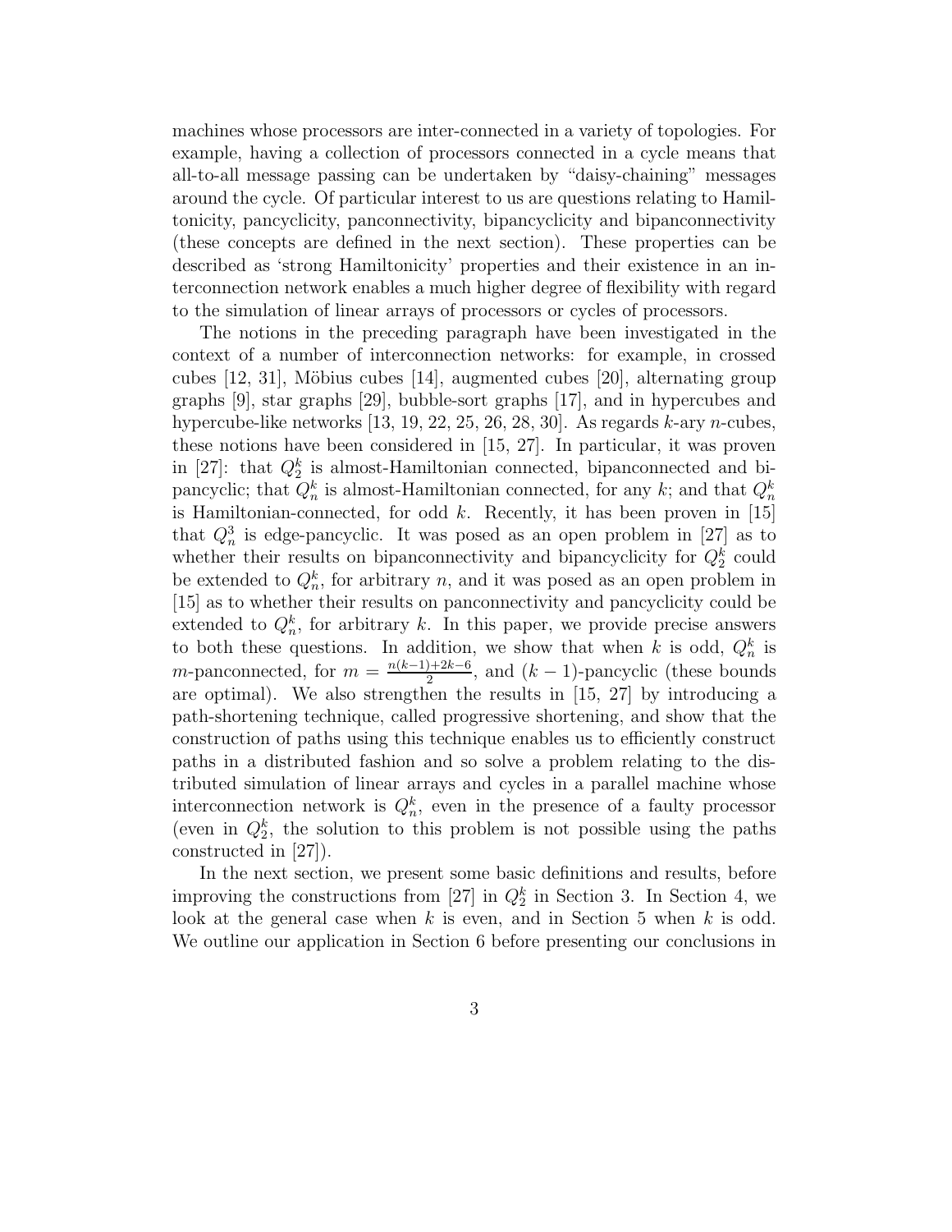machines whose processors are inter-connected in a variety of topologies. For example, having a collection of processors connected in a cycle means that all-to-all message passing can be undertaken by "daisy-chaining" messages around the cycle. Of particular interest to us are questions relating to Hamiltonicity, pancyclicity, panconnectivity, bipancyclicity and bipanconnectivity (these concepts are defined in the next section). These properties can be described as 'strong Hamiltonicity' properties and their existence in an interconnection network enables a much higher degree of flexibility with regard to the simulation of linear arrays of processors or cycles of processors.

The notions in the preceding paragraph have been investigated in the context of a number of interconnection networks: for example, in crossed cubes [12, 31], Möbius cubes [14], augmented cubes [20], alternating group graphs [9], star graphs [29], bubble-sort graphs [17], and in hypercubes and hypercube-like networks [13, 19, 22, 25, 26, 28, 30]. As regards $k$-ary $n$-cubes, these notions have been considered in [15, 27]. In particular, it was proven in [27]: that $Q_2^k$ is almost-Hamiltonian connected, bipanconnected and bipancyclic; that $Q_n^k$ is almost-Hamiltonian connected, for any $k$; and that $Q_n^k$ is Hamiltonian-connected, for odd $k$. Recently, it has been proven in [15] that $Q_n^3$ is edge-pancyclic. It was posed as an open problem in [27] as to whether their results on bipanconnectivity and bipancyclicity for $Q_2^k$ could be extended to $Q_n^k$, for arbitrary $n$, and it was posed as an open problem in [15] as to whether their results on panconnectivity and pancyclicity could be extended to $Q_n^k$, for arbitrary $k$. In this paper, we provide precise answers to both these questions. In addition, we show that when $k$ is odd, $Q_n^k$ is $m$-panconnected, for $m = \frac{n(k-1)+2k-6}{2}$, and $(k-1)$-pancyclic (these bounds are optimal). We also strengthen the results in [15, 27] by introducing a path-shortening technique, called progressive shortening, and show that the construction of paths using this technique enables us to efficiently construct paths in a distributed fashion and so solve a problem relating to the distributed simulation of linear arrays and cycles in a parallel machine whose interconnection network is $Q_n^k$, even in the presence of a faulty processor (even in $Q_2^k$, the solution to this problem is not possible using the paths constructed in [27]).

In the next section, we present some basic definitions and results, before improving the constructions from [27] in $Q_2^k$ in Section 3. In Section 4, we look at the general case when $k$ is even, and in Section 5 when $k$ is odd. We outline our application in Section 6 before presenting our conclusions in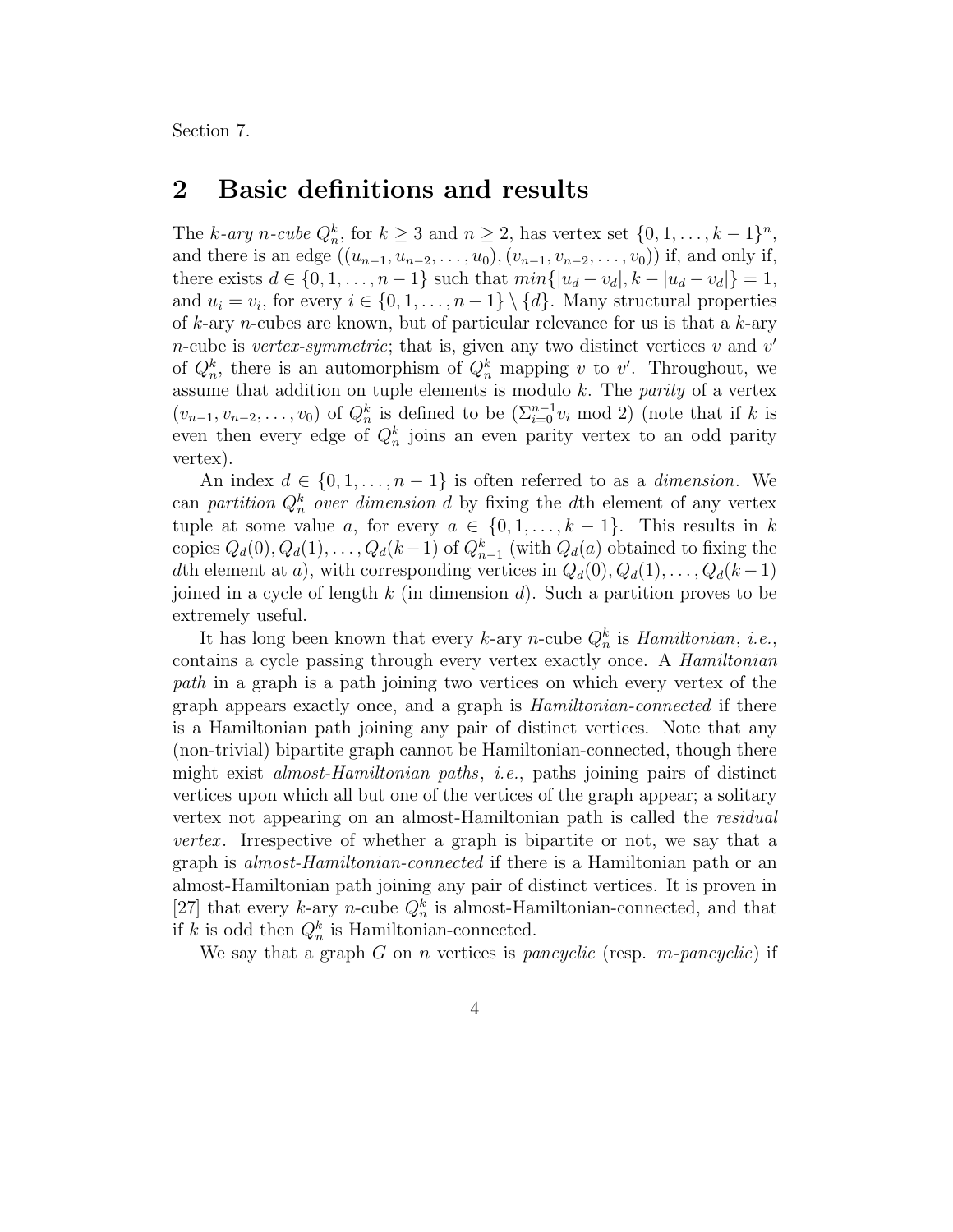Section 7.

## 2 Basic definitions and results

The *k-ary n-cube* $Q_n^k$, for $k \geq 3$ and $n \geq 2$, has vertex set $\{0, 1, \ldots, k-1\}^n$, and there is an edge $((u_{n-1}, u_{n-2}, \ldots, u_0), (v_{n-1}, v_{n-2}, \ldots, v_0))$ if, and only if, there exists $d \in \{0, 1, \ldots, n-1\}$ such that $min\{|u_d - v_d|, k - |u_d - v_d|\} = 1$, and $u_i = v_i$, for every $i \in \{0, 1, \ldots, n-1\} \setminus \{d\}$. Many structural properties of $k$-ary $n$-cubes are known, but of particular relevance for us is that a $k$-ary $n$-cube is *vertex-symmetric*; that is, given any two distinct vertices $v$ and $v'$ of $Q_n^k$, there is an automorphism of $Q_n^k$ mapping $v$ to $v'$. Throughout, we assume that addition on tuple elements is modulo $k$. The *parity* of a vertex $(v_{n-1}, v_{n-2}, \ldots, v_0)$ of $Q_n^k$ is defined to be $(\Sigma_{i=0}^{n-1} v_i \bmod 2)$ (note that if $k$ is even then every edge of $Q_n^k$ joins an even parity vertex to an odd parity vertex).

An index $d \in \{0, 1, \ldots, n-1\}$ is often referred to as a *dimension*. We can *partition $Q_n^k$ over dimension $d$* by fixing the $d$th element of any vertex tuple at some value $a$, for every $a \in \{0, 1, \ldots, k-1\}$. This results in $k$ copies $Q_d(0), Q_d(1), \ldots, Q_d(k-1)$ of $Q_{n-1}^k$ (with $Q_d(a)$ obtained to fixing the $d$th element at $a$), with corresponding vertices in $Q_d(0), Q_d(1), \ldots, Q_d(k-1)$ joined in a cycle of length $k$ (in dimension $d$). Such a partition proves to be extremely useful.

It has long been known that every $k$-ary $n$-cube $Q_n^k$ is *Hamiltonian*, *i.e.*, contains a cycle passing through every vertex exactly once. A *Hamiltonian path* in a graph is a path joining two vertices on which every vertex of the graph appears exactly once, and a graph is *Hamiltonian-connected* if there is a Hamiltonian path joining any pair of distinct vertices. Note that any (non-trivial) bipartite graph cannot be Hamiltonian-connected, though there might exist *almost-Hamiltonian paths*, *i.e.*, paths joining pairs of distinct vertices upon which all but one of the vertices of the graph appear; a solitary vertex not appearing on an almost-Hamiltonian path is called the *residual vertex*. Irrespective of whether a graph is bipartite or not, we say that a graph is *almost-Hamiltonian-connected* if there is a Hamiltonian path or an almost-Hamiltonian path joining any pair of distinct vertices. It is proven in [27] that every $k$-ary $n$-cube $Q_n^k$ is almost-Hamiltonian-connected, and that if $k$ is odd then $Q_n^k$ is Hamiltonian-connected.

We say that a graph $G$ on $n$ vertices is *pancyclic* (resp. *m-pancyclic*) if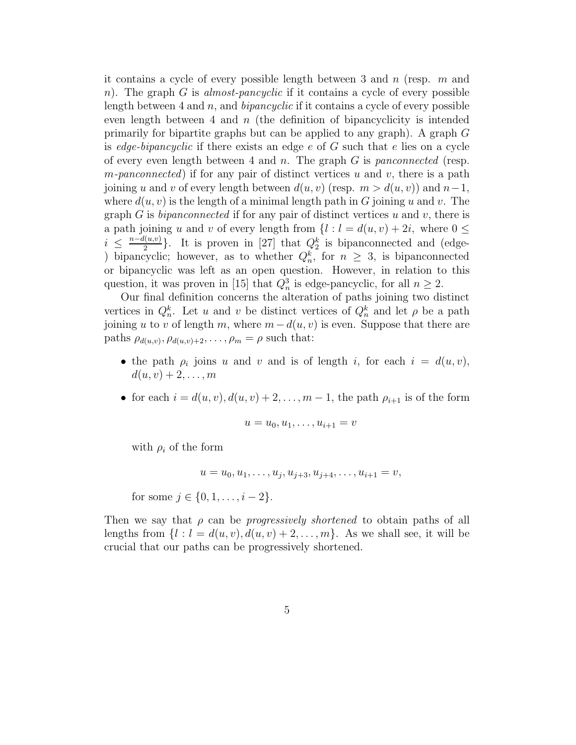it contains a cycle of every possible length between 3 and $n$ (resp. $m$ and $n$). The graph $G$ is *almost-pancyclic* if it contains a cycle of every possible length between 4 and $n$, and *bipancyclic* if it contains a cycle of every possible even length between 4 and $n$ (the definition of bipancyclicity is intended primarily for bipartite graphs but can be applied to any graph). A graph $G$ is *edge-bipancyclic* if there exists an edge $e$ of $G$ such that $e$ lies on a cycle of every even length between 4 and $n$. The graph $G$ is *panconnected* (resp. *$m$-panconnected*) if for any pair of distinct vertices $u$ and $v$, there is a path joining $u$ and $v$ of every length between $d(u,v)$ (resp. $m > d(u,v)$) and $n-1$, where $d(u,v)$ is the length of a minimal length path in $G$ joining $u$ and $v$. The graph $G$ is *bipanconnected* if for any pair of distinct vertices $u$ and $v$, there is a path joining $u$ and $v$ of every length from $\{l : l = d(u,v) + 2i, \text{ where } 0 \leq i \leq \frac{n-d(u,v)}{2}\}$. It is proven in [27] that $Q_2^k$ is bipanconnected and (edge-) bipancyclic; however, as to whether $Q_n^k$, for $n \geq 3$, is bipanconnected or bipancyclic was left as an open question. However, in relation to this question, it was proven in [15] that $Q_n^3$ is edge-pancyclic, for all $n \geq 2$.

Our final definition concerns the alteration of paths joining two distinct vertices in $Q_n^k$. Let $u$ and $v$ be distinct vertices of $Q_n^k$ and let $\rho$ be a path joining $u$ to $v$ of length $m$, where $m - d(u,v)$ is even. Suppose that there are paths $\rho_{d(u,v)}, \rho_{d(u,v)+2}, \ldots, \rho_m = \rho$ such that:

- the path $\rho_i$ joins $u$ and $v$ and is of length $i$, for each $i = d(u,v)$, $d(u,v)+2, \ldots, m$
- for each $i = d(u,v), d(u,v)+2, \ldots, m-1$, the path $\rho_{i+1}$ is of the form

$$u = u_0, u_1, \ldots, u_{i+1} = v$$

  with $\rho_i$ of the form

$$u = u_0, u_1, \ldots, u_j, u_{j+3}, u_{j+4}, \ldots, u_{i+1} = v,$$

  for some $j \in \{0, 1, \ldots, i-2\}$.

Then we say that $\rho$ can be *progressively shortened* to obtain paths of all lengths from $\{l : l = d(u,v), d(u,v)+2, \ldots, m\}$. As we shall see, it will be crucial that our paths can be progressively shortened.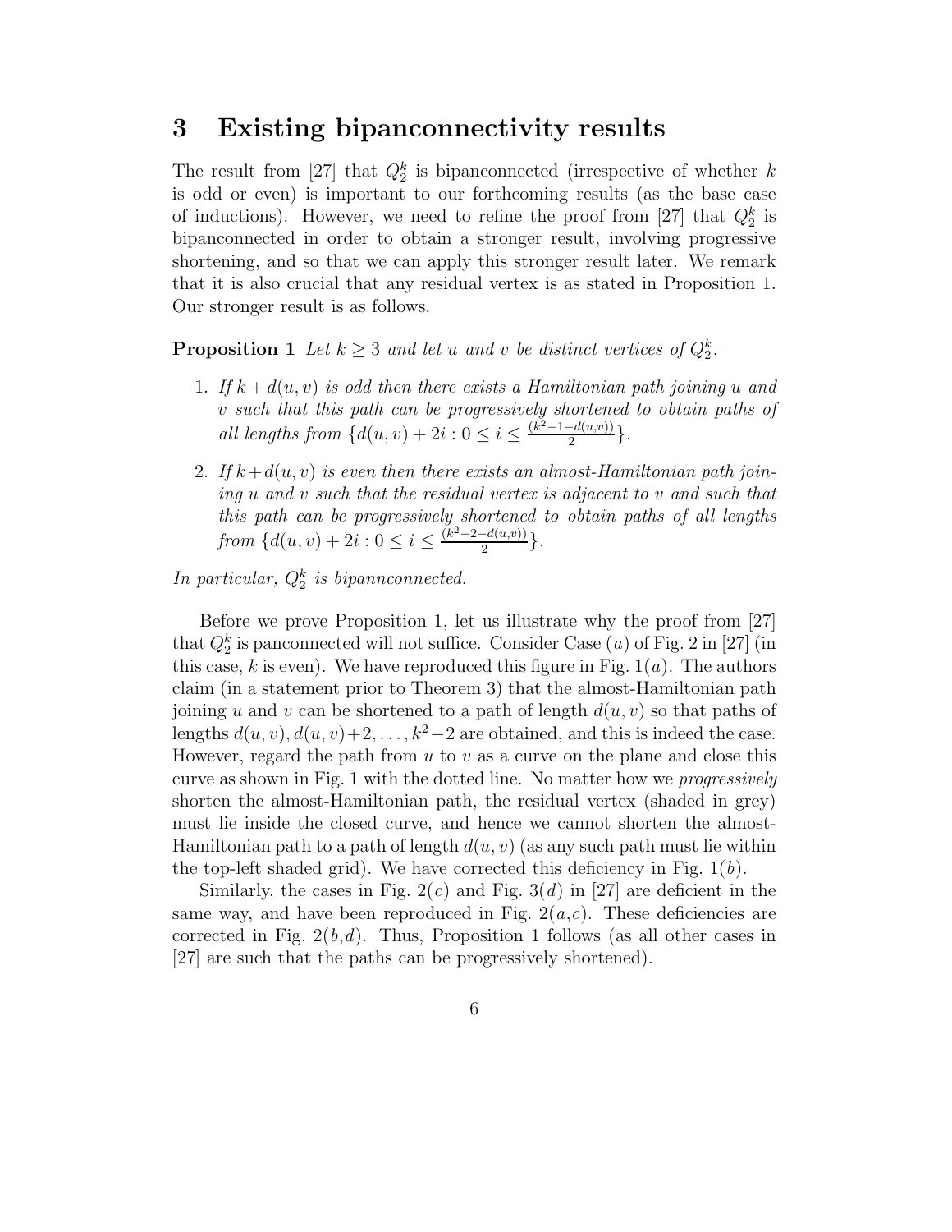## 3 Existing bipanconnectivity results

The result from [27] that $Q_2^k$ is bipanconnected (irrespective of whether $k$ is odd or even) is important to our forthcoming results (as the base case of inductions). However, we need to refine the proof from [27] that $Q_2^k$ is bipanconnected in order to obtain a stronger result, involving progressive shortening, and so that we can apply this stronger result later. We remark that it is also crucial that any residual vertex is as stated in Proposition 1. Our stronger result is as follows.

**Proposition 1** *Let $k \geq 3$ and let $u$ and $v$ be distinct vertices of $Q_2^k$.*

1. *If $k + d(u, v)$ is odd then there exists a Hamiltonian path joining $u$ and $v$ such that this path can be progressively shortened to obtain paths of all lengths from $\{d(u, v) + 2i : 0 \leq i \leq \frac{(k^2-1-d(u,v))}{2}\}$.*
2. *If $k+d(u, v)$ is even then there exists an almost-Hamiltonian path joining $u$ and $v$ such that the residual vertex is adjacent to $v$ and such that this path can be progressively shortened to obtain paths of all lengths from $\{d(u, v) + 2i : 0 \leq i \leq \frac{(k^2-2-d(u,v))}{2}\}$.*

*In particular, $Q_2^k$ is bipannconnected.*

Before we prove Proposition 1, let us illustrate why the proof from [27] that $Q_2^k$ is panconnected will not suffice. Consider Case $(a)$ of Fig. 2 in [27] (in this case, $k$ is even). We have reproduced this figure in Fig. 1$(a)$. The authors claim (in a statement prior to Theorem 3) that the almost-Hamiltonian path joining $u$ and $v$ can be shortened to a path of length $d(u, v)$ so that paths of lengths $d(u, v), d(u, v)+2, \ldots, k^2-2$ are obtained, and this is indeed the case. However, regard the path from $u$ to $v$ as a curve on the plane and close this curve as shown in Fig. 1 with the dotted line. No matter how we *progressively* shorten the almost-Hamiltonian path, the residual vertex (shaded in grey) must lie inside the closed curve, and hence we cannot shorten the almost-Hamiltonian path to a path of length $d(u, v)$ (as any such path must lie within the top-left shaded grid). We have corrected this deficiency in Fig. 1$(b)$.

Similarly, the cases in Fig. 2$(c)$ and Fig. 3$(d)$ in [27] are deficient in the same way, and have been reproduced in Fig. 2$(a,c)$. These deficiencies are corrected in Fig. 2$(b,d)$. Thus, Proposition 1 follows (as all other cases in [27] are such that the paths can be progressively shortened).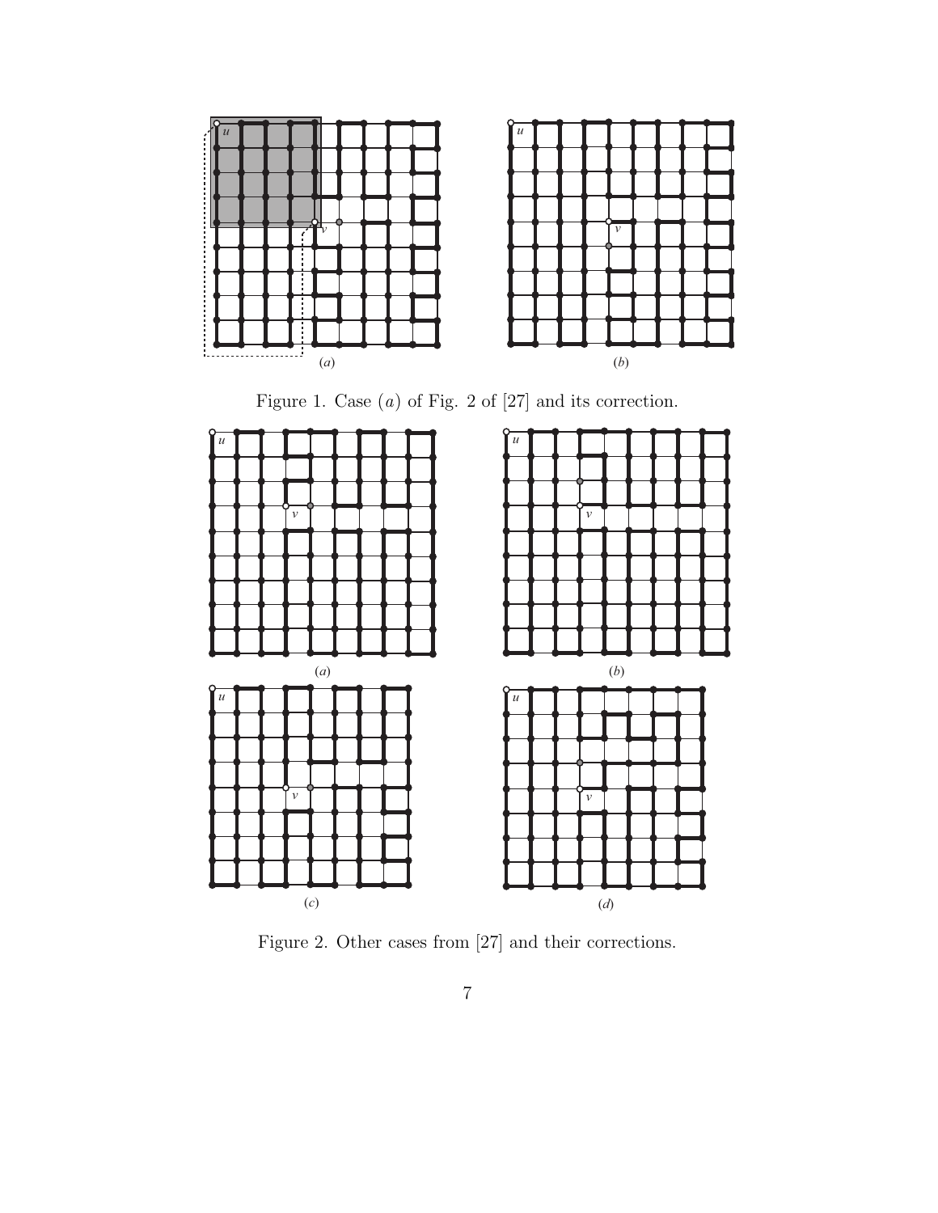Figure 1. Case $(a)$ of Fig. 2 of [27] and its correction.

Figure 2. Other cases from [27] and their corrections.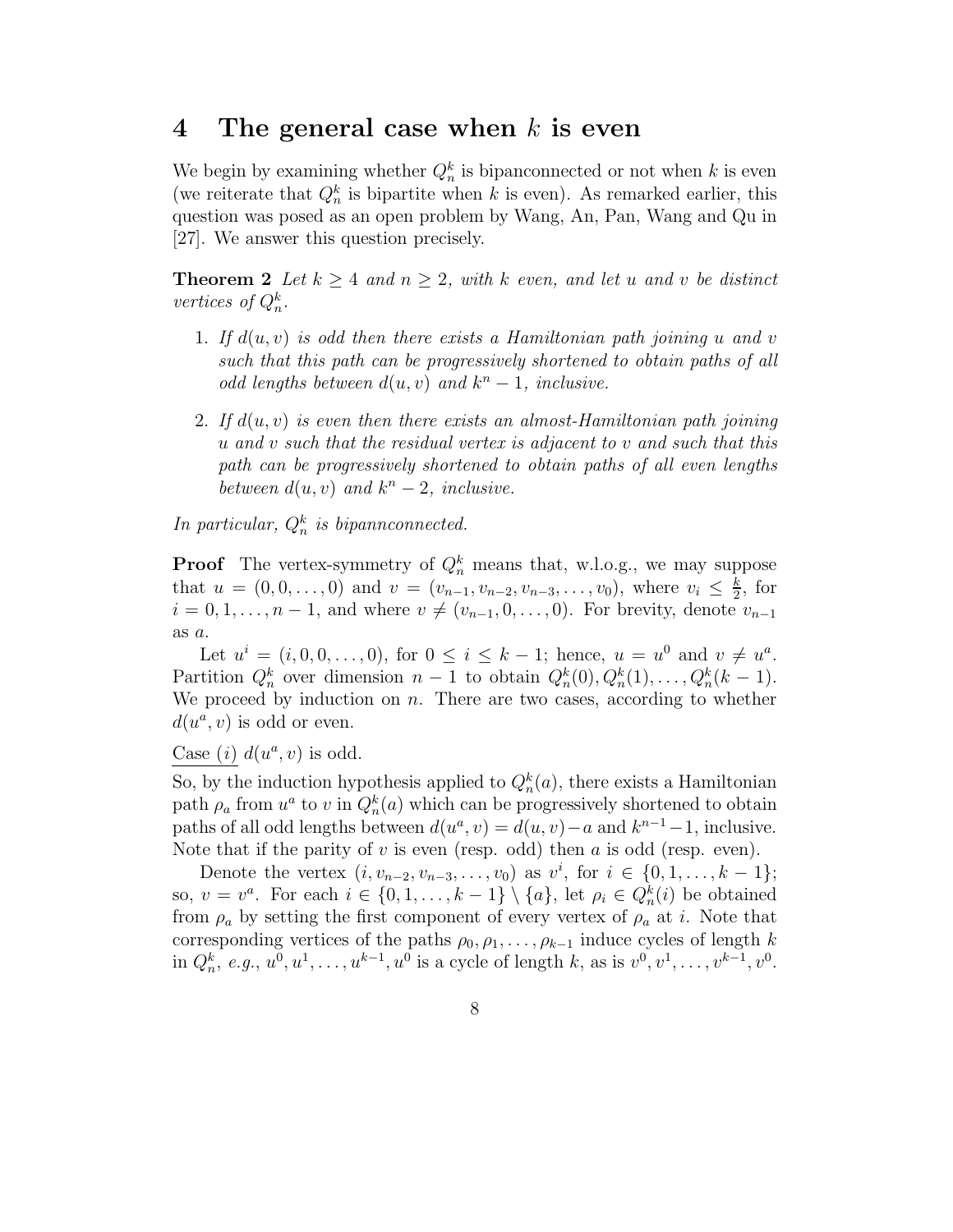## 4 The general case when $k$ is even

We begin by examining whether $Q^k_n$ is bipanconnected or not when $k$ is even (we reiterate that $Q^k_n$ is bipartite when $k$ is even). As remarked earlier, this question was posed as an open problem by Wang, An, Pan, Wang and Qu in [27]. We answer this question precisely.

**Theorem 2** *Let $k \geq 4$ and $n \geq 2$, with $k$ even, and let $u$ and $v$ be distinct vertices of $Q^k_n$.*

1. *If $d(u,v)$ is odd then there exists a Hamiltonian path joining $u$ and $v$ such that this path can be progressively shortened to obtain paths of all odd lengths between $d(u,v)$ and $k^n - 1$, inclusive.*
2. *If $d(u,v)$ is even then there exists an almost-Hamiltonian path joining $u$ and $v$ such that the residual vertex is adjacent to $v$ and such that this path can be progressively shortened to obtain paths of all even lengths between $d(u,v)$ and $k^n - 2$, inclusive.*

*In particular, $Q^k_n$ is bipannconnected.*

**Proof** The vertex-symmetry of $Q^k_n$ means that, w.l.o.g., we may suppose that $u = (0,0,\ldots,0)$ and $v = (v_{n-1}, v_{n-2}, v_{n-3}, \ldots, v_0)$, where $v_i \leq \frac{k}{2}$, for $i = 0,1,\ldots,n-1$, and where $v \neq (v_{n-1}, 0, \ldots, 0)$. For brevity, denote $v_{n-1}$ as $a$.

Let $u^i = (i, 0, 0, \ldots, 0)$, for $0 \leq i \leq k-1$; hence, $u = u^0$ and $v \neq u^a$. Partition $Q^k_n$ over dimension $n-1$ to obtain $Q^k_n(0), Q^k_n(1), \ldots, Q^k_n(k-1)$. We proceed by induction on $n$. There are two cases, according to whether $d(u^a, v)$ is odd or even.

<u>Case $(i)$</u> $d(u^a, v)$ is odd.

So, by the induction hypothesis applied to $Q^k_n(a)$, there exists a Hamiltonian path $\rho_a$ from $u^a$ to $v$ in $Q^k_n(a)$ which can be progressively shortened to obtain paths of all odd lengths between $d(u^a, v) = d(u,v) - a$ and $k^{n-1} - 1$, inclusive. Note that if the parity of $v$ is even (resp. odd) then $a$ is odd (resp. even).

Denote the vertex $(i, v_{n-2}, v_{n-3}, \ldots, v_0)$ as $v^i$, for $i \in \{0, 1, \ldots, k-1\}$; so, $v = v^a$. For each $i \in \{0, 1, \ldots, k-1\} \setminus \{a\}$, let $\rho_i \in Q^k_n(i)$ be obtained from $\rho_a$ by setting the first component of every vertex of $\rho_a$ at $i$. Note that corresponding vertices of the paths $\rho_0, \rho_1, \ldots, \rho_{k-1}$ induce cycles of length $k$ in $Q^k_n$, *e.g.*, $u^0, u^1, \ldots, u^{k-1}, u^0$ is a cycle of length $k$, as is $v^0, v^1, \ldots, v^{k-1}, v^0$.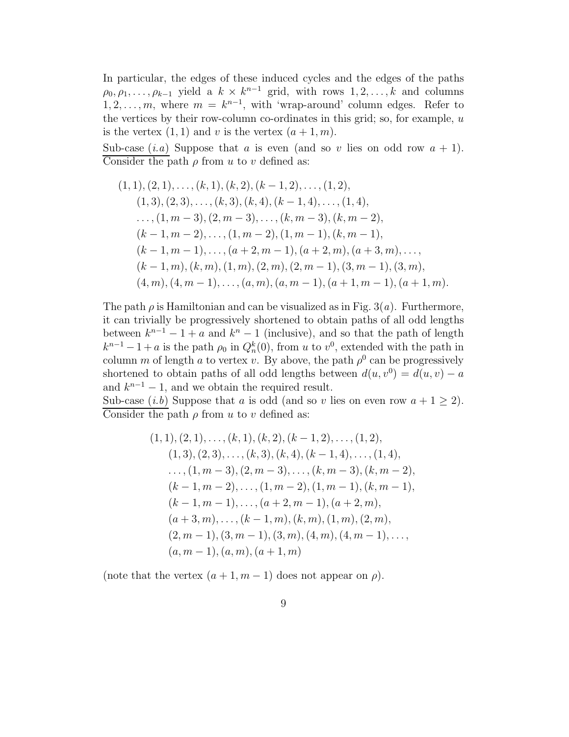In particular, the edges of these induced cycles and the edges of the paths $\rho_0, \rho_1, \ldots, \rho_{k-1}$ yield a $k \times k^{n-1}$ grid, with rows $1, 2, \ldots, k$ and columns $1, 2, \ldots, m$, where $m = k^{n-1}$, with 'wrap-around' column edges. Refer to the vertices by their row-column co-ordinates in this grid; so, for example, $u$ is the vertex $(1, 1)$ and $v$ is the vertex $(a + 1, m)$.

Sub-case $(i.a)$ Suppose that $a$ is even (and so $v$ lies on odd row $a + 1$). Consider the path $\rho$ from $u$ to $v$ defined as:

$$
\begin{array}{l}
(1,1),(2,1),\ldots,(k,1),(k,2),(k-1,2),\ldots,(1,2),\\
\quad (1,3),(2,3),\ldots,(k,3),(k,4),(k-1,4),\ldots,(1,4),\\
\quad \ldots,(1,m-3),(2,m-3),\ldots,(k,m-3),(k,m-2),\\
\quad (k-1,m-2),\ldots,(1,m-2),(1,m-1),(k,m-1),\\
\quad (k-1,m-1),\ldots,(a+2,m-1),(a+2,m),(a+3,m),\ldots,\\
\quad (k-1,m),(k,m),(1,m),(2,m),(2,m-1),(3,m-1),(3,m),\\
\quad (4,m),(4,m-1),\ldots,(a,m),(a,m-1),(a+1,m-1),(a+1,m).
\end{array}
$$

The path $\rho$ is Hamiltonian and can be visualized as in Fig. $3(a)$. Furthermore, it can trivially be progressively shortened to obtain paths of all odd lengths between $k^{n-1} - 1 + a$ and $k^n - 1$ (inclusive), and so that the path of length $k^{n-1} - 1 + a$ is the path $\rho_0$ in $Q_n^k(0)$, from $u$ to $v^0$, extended with the path in column $m$ of length $a$ to vertex $v$. By above, the path $\rho^0$ can be progressively shortened to obtain paths of all odd lengths between $d(u, v^0) = d(u, v) - a$ and $k^{n-1} - 1$, and we obtain the required result.

Sub-case $(i.b)$ Suppose that $a$ is odd (and so $v$ lies on even row $a + 1 \geq 2$). Consider the path $\rho$ from $u$ to $v$ defined as:

$$
\begin{array}{l}
(1,1),(2,1),\ldots,(k,1),(k,2),(k-1,2),\ldots,(1,2),\\
\quad (1,3),(2,3),\ldots,(k,3),(k,4),(k-1,4),\ldots,(1,4),\\
\quad \ldots,(1,m-3),(2,m-3),\ldots,(k,m-3),(k,m-2),\\
\quad (k-1,m-2),\ldots,(1,m-2),(1,m-1),(k,m-1),\\
\quad (k-1,m-1),\ldots,(a+2,m-1),(a+2,m),\\
\quad (a+3,m),\ldots,(k-1,m),(k,m),(1,m),(2,m),\\
\quad (2,m-1),(3,m-1),(3,m),(4,m),(4,m-1),\ldots,\\
\quad (a,m-1),(a,m),(a+1,m)
\end{array}
$$

(note that the vertex $(a + 1, m - 1)$ does not appear on $\rho$).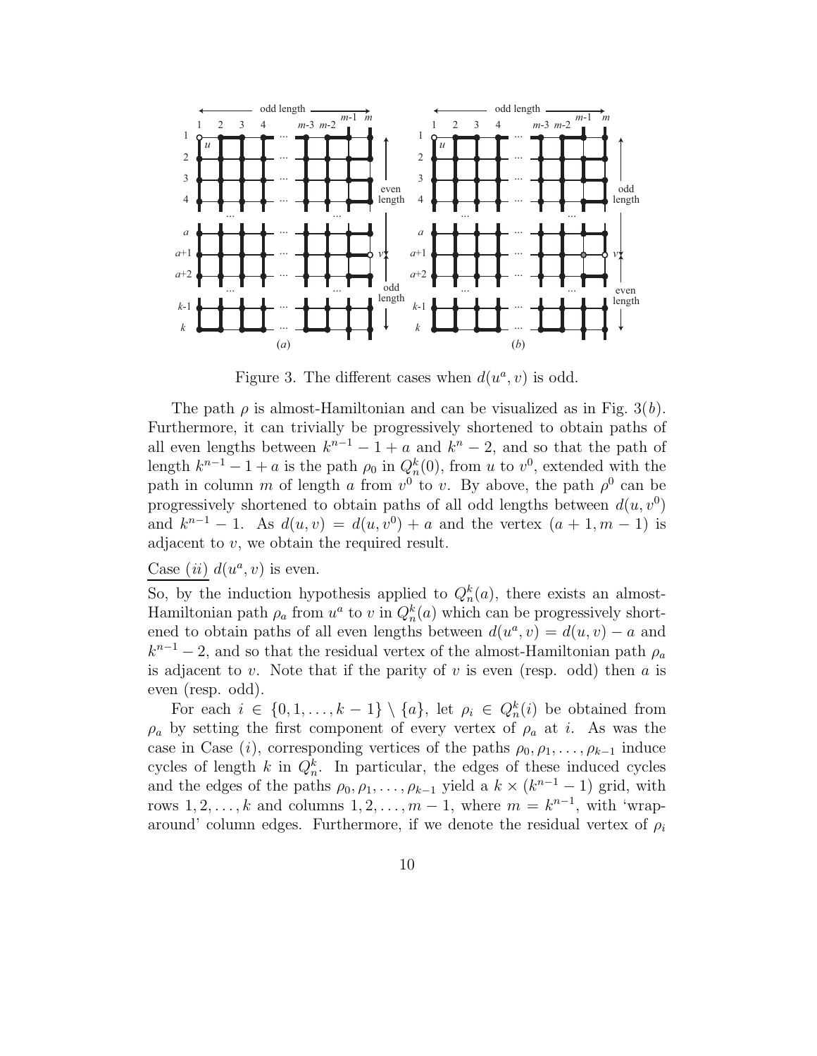Figure 3. The different cases when $d(u^a, v)$ is odd.

The path $\rho$ is almost-Hamiltonian and can be visualized as in Fig. 3($b$). Furthermore, it can trivially be progressively shortened to obtain paths of all even lengths between $k^{n-1} - 1 + a$ and $k^n - 2$, and so that the path of length $k^{n-1} - 1 + a$ is the path $\rho_0$ in $Q_n^k(0)$, from $u$ to $v^0$, extended with the path in column $m$ of length $a$ from $v^0$ to $v$. By above, the path $\rho^0$ can be progressively shortened to obtain paths of all odd lengths between $d(u, v^0)$ and $k^{n-1} - 1$. As $d(u, v) = d(u, v^0) + a$ and the vertex $(a + 1, m - 1)$ is adjacent to $v$, we obtain the required result.

Case $(ii)$ $d(u^a, v)$ is even.

So, by the induction hypothesis applied to $Q_n^k(a)$, there exists an almost-Hamiltonian path $\rho_a$ from $u^a$ to $v$ in $Q_n^k(a)$ which can be progressively shortened to obtain paths of all even lengths between $d(u^a, v) = d(u, v) - a$ and $k^{n-1} - 2$, and so that the residual vertex of the almost-Hamiltonian path $\rho_a$ is adjacent to $v$. Note that if the parity of $v$ is even (resp. odd) then $a$ is even (resp. odd).

For each $i \in \{0, 1, \ldots, k - 1\} \setminus \{a\}$, let $\rho_i \in Q_n^k(i)$ be obtained from $\rho_a$ by setting the first component of every vertex of $\rho_a$ at $i$. As was the case in Case $(i)$, corresponding vertices of the paths $\rho_0, \rho_1, \ldots, \rho_{k-1}$ induce cycles of length $k$ in $Q_n^k$. In particular, the edges of these induced cycles and the edges of the paths $\rho_0, \rho_1, \ldots, \rho_{k-1}$ yield a $k \times (k^{n-1} - 1)$ grid, with rows $1, 2, \ldots, k$ and columns $1, 2, \ldots, m - 1$, where $m = k^{n-1}$, with 'wrap-around' column edges. Furthermore, if we denote the residual vertex of $\rho_i$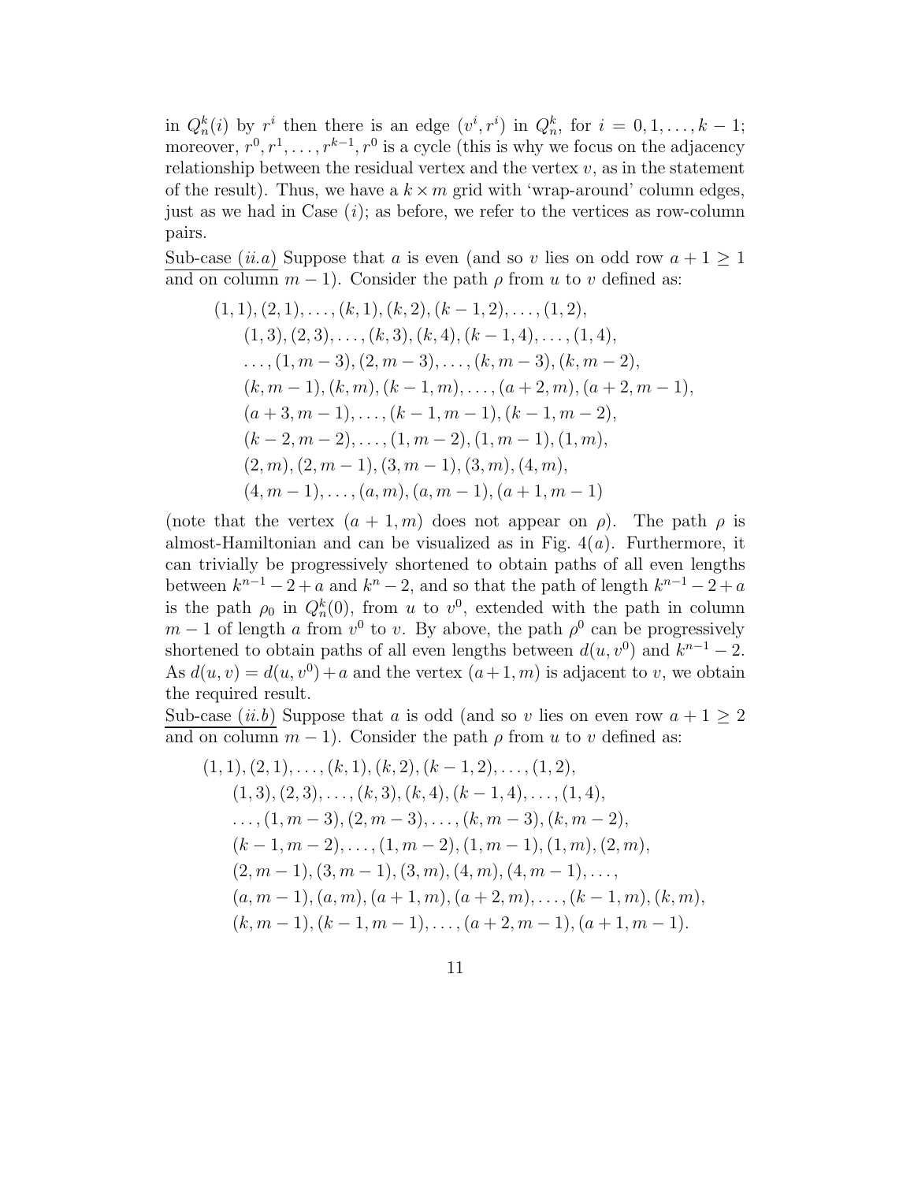in $Q^k_n(i)$ by $r^i$ then there is an edge $(v^i, r^i)$ in $Q^k_n$, for $i = 0, 1, \ldots, k-1$; moreover, $r^0, r^1, \ldots, r^{k-1}, r^0$ is a cycle (this is why we focus on the adjacency relationship between the residual vertex and the vertex $v$, as in the statement of the result). Thus, we have a $k \times m$ grid with 'wrap-around' column edges, just as we had in Case $(i)$; as before, we refer to the vertices as row-column pairs.

Sub-case $(ii.a)$ Suppose that $a$ is even (and so $v$ lies on odd row $a+1 \geq 1$ and on column $m-1$). Consider the path $\rho$ from $u$ to $v$ defined as:

$$
\begin{aligned}
&(1,1), (2,1), \ldots, (k,1), (k,2), (k-1,2), \ldots, (1,2),\\
&\quad (1,3), (2,3), \ldots, (k,3), (k,4), (k-1,4), \ldots, (1,4),\\
&\quad \ldots, (1,m-3), (2,m-3), \ldots, (k,m-3), (k,m-2),\\
&\quad (k,m-1), (k,m), (k-1,m), \ldots, (a+2,m), (a+2,m-1),\\
&\quad (a+3,m-1), \ldots, (k-1,m-1), (k-1,m-2),\\
&\quad (k-2,m-2), \ldots, (1,m-2), (1,m-1), (1,m),\\
&\quad (2,m), (2,m-1), (3,m-1), (3,m), (4,m),\\
&\quad (4,m-1), \ldots, (a,m), (a,m-1), (a+1,m-1)
\end{aligned}
$$

(note that the vertex $(a+1, m)$ does not appear on $\rho$). The path $\rho$ is almost-Hamiltonian and can be visualized as in Fig. $4(a)$. Furthermore, it can trivially be progressively shortened to obtain paths of all even lengths between $k^{n-1} - 2 + a$ and $k^n - 2$, and so that the path of length $k^{n-1} - 2 + a$ is the path $\rho_0$ in $Q^k_n(0)$, from $u$ to $v^0$, extended with the path in column $m-1$ of length $a$ from $v^0$ to $v$. By above, the path $\rho^0$ can be progressively shortened to obtain paths of all even lengths between $d(u, v^0)$ and $k^{n-1} - 2$. As $d(u,v) = d(u,v^0) + a$ and the vertex $(a+1, m)$ is adjacent to $v$, we obtain the required result.

Sub-case $(ii.b)$ Suppose that $a$ is odd (and so $v$ lies on even row $a+1 \geq 2$ and on column $m-1$). Consider the path $\rho$ from $u$ to $v$ defined as:

$$
\begin{aligned}
&(1,1), (2,1), \ldots, (k,1), (k,2), (k-1,2), \ldots, (1,2),\\
&\quad (1,3), (2,3), \ldots, (k,3), (k,4), (k-1,4), \ldots, (1,4),\\
&\quad \ldots, (1,m-3), (2,m-3), \ldots, (k,m-3), (k,m-2),\\
&\quad (k-1,m-2), \ldots, (1,m-2), (1,m-1), (1,m), (2,m),\\
&\quad (2,m-1), (3,m-1), (3,m), (4,m), (4,m-1), \ldots,\\
&\quad (a,m-1), (a,m), (a+1,m), (a+2,m), \ldots, (k-1,m), (k,m),\\
&\quad (k,m-1), (k-1,m-1), \ldots, (a+2,m-1), (a+1,m-1).
\end{aligned}
$$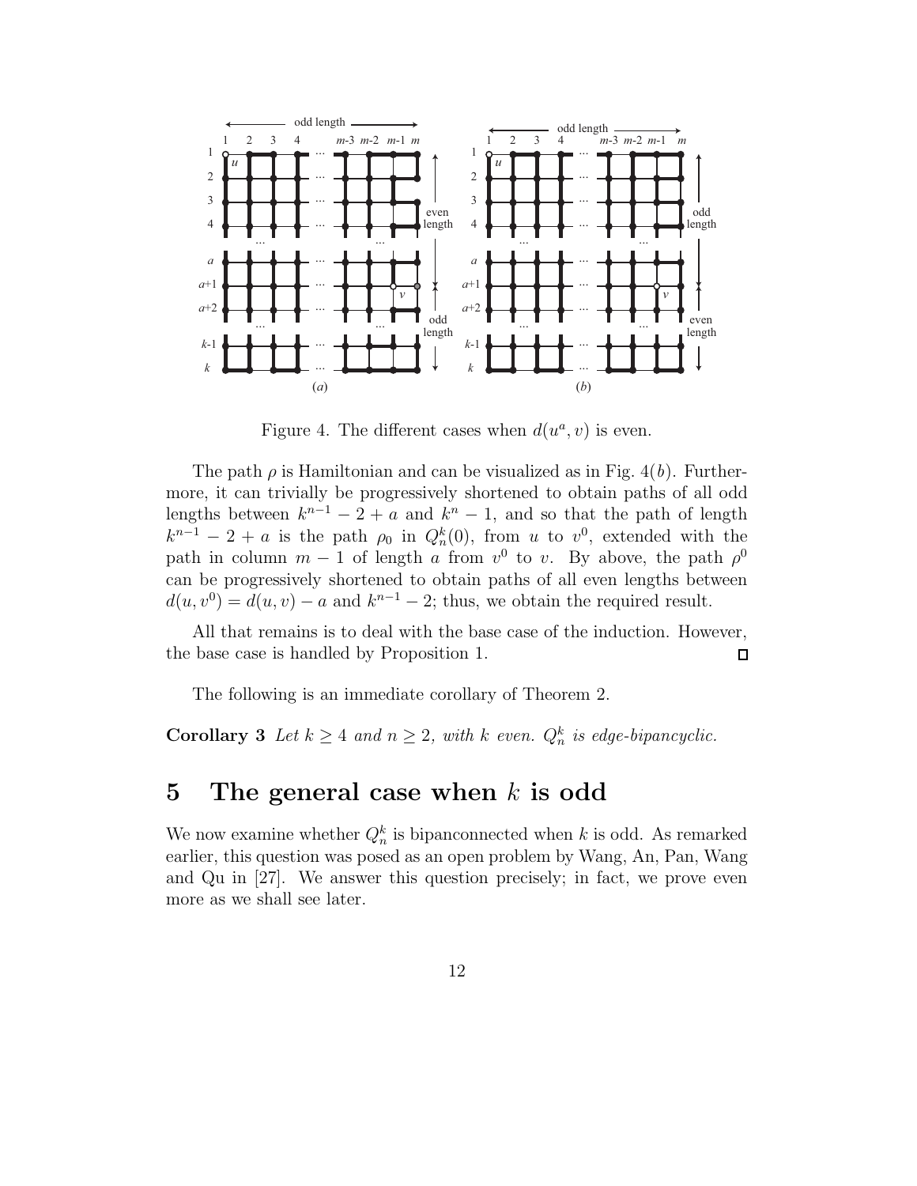Figure 4. The different cases when $d(u^a, v)$ is even.

The path $\rho$ is Hamiltonian and can be visualized as in Fig. 4$(b)$. Furthermore, it can trivially be progressively shortened to obtain paths of all odd lengths between $k^{n-1} - 2 + a$ and $k^n - 1$, and so that the path of length $k^{n-1} - 2 + a$ is the path $\rho_0$ in $Q_n^k(0)$, from $u$ to $v^0$, extended with the path in column $m - 1$ of length $a$ from $v^0$ to $v$. By above, the path $\rho^0$ can be progressively shortened to obtain paths of all even lengths between $d(u, v^0) = d(u, v) - a$ and $k^{n-1} - 2$; thus, we obtain the required result.

All that remains is to deal with the base case of the induction. However, the base case is handled by Proposition 1. □

The following is an immediate corollary of Theorem 2.

**Corollary 3** *Let $k \geq 4$ and $n \geq 2$, with $k$ even. $Q_n^k$ is edge-bipancyclic.*

# 5 The general case when $k$ is odd

We now examine whether $Q_n^k$ is bipanconnected when $k$ is odd. As remarked earlier, this question was posed as an open problem by Wang, An, Pan, Wang and Qu in [27]. We answer this question precisely; in fact, we prove even more as we shall see later.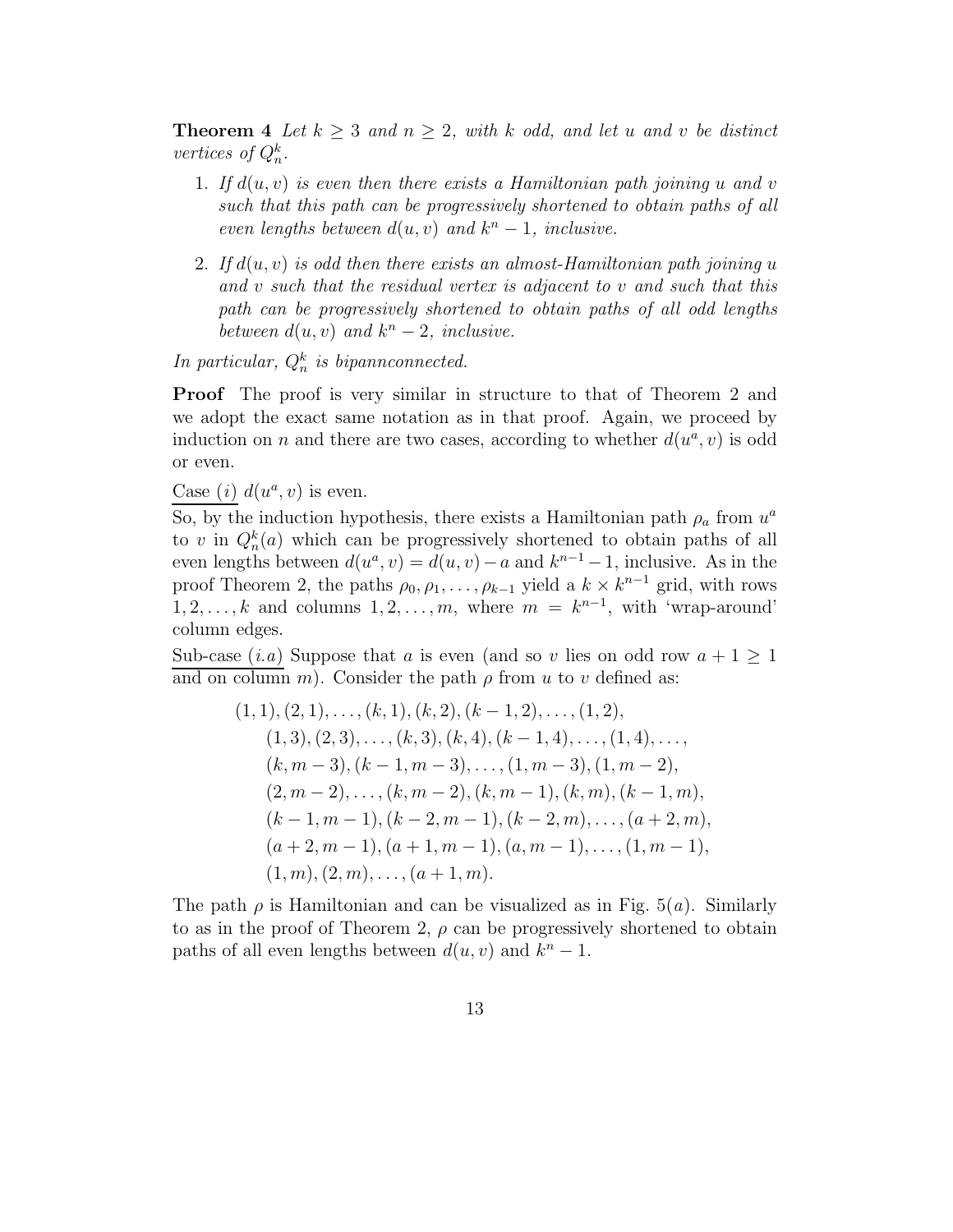**Theorem 4** *Let $k \geq 3$ and $n \geq 2$, with $k$ odd, and let $u$ and $v$ be distinct vertices of $Q_n^k$.*

1. *If $d(u,v)$ is even then there exists a Hamiltonian path joining $u$ and $v$ such that this path can be progressively shortened to obtain paths of all even lengths between $d(u,v)$ and $k^n - 1$, inclusive.*
2. *If $d(u,v)$ is odd then there exists an almost-Hamiltonian path joining $u$ and $v$ such that the residual vertex is adjacent to $v$ and such that this path can be progressively shortened to obtain paths of all odd lengths between $d(u,v)$ and $k^n - 2$, inclusive.*

*In particular, $Q_n^k$ is bipannconnected.*

**Proof** The proof is very similar in structure to that of Theorem 2 and we adopt the exact same notation as in that proof. Again, we proceed by induction on $n$ and there are two cases, according to whether $d(u^a, v)$ is odd or even.

Case $(i)$ $d(u^a, v)$ is even.
So, by the induction hypothesis, there exists a Hamiltonian path $\rho_a$ from $u^a$ to $v$ in $Q_n^k(a)$ which can be progressively shortened to obtain paths of all even lengths between $d(u^a, v) = d(u,v) - a$ and $k^{n-1} - 1$, inclusive. As in the proof Theorem 2, the paths $\rho_0, \rho_1, \ldots, \rho_{k-1}$ yield a $k \times k^{n-1}$ grid, with rows $1, 2, \ldots, k$ and columns $1, 2, \ldots, m$, where $m = k^{n-1}$, with 'wrap-around' column edges.

Sub-case $(i.a)$ Suppose that $a$ is even (and so $v$ lies on odd row $a+1 \geq 1$ and on column $m$). Consider the path $\rho$ from $u$ to $v$ defined as:

$$
\begin{aligned}
&(1,1), (2,1), \ldots, (k,1), (k,2), (k-1,2), \ldots, (1,2),\\
&\quad (1,3), (2,3), \ldots, (k,3), (k,4), (k-1,4), \ldots, (1,4), \ldots,\\
&\quad (k, m-3), (k-1, m-3), \ldots, (1, m-3), (1, m-2),\\
&\quad (2, m-2), \ldots, (k, m-2), (k, m-1), (k, m), (k-1, m),\\
&\quad (k-1, m-1), (k-2, m-1), (k-2, m), \ldots, (a+2, m),\\
&\quad (a+2, m-1), (a+1, m-1), (a, m-1), \ldots, (1, m-1),\\
&\quad (1, m), (2, m), \ldots, (a+1, m).
\end{aligned}
$$

The path $\rho$ is Hamiltonian and can be visualized as in Fig. 5$(a)$. Similarly to as in the proof of Theorem 2, $\rho$ can be progressively shortened to obtain paths of all even lengths between $d(u,v)$ and $k^n - 1$.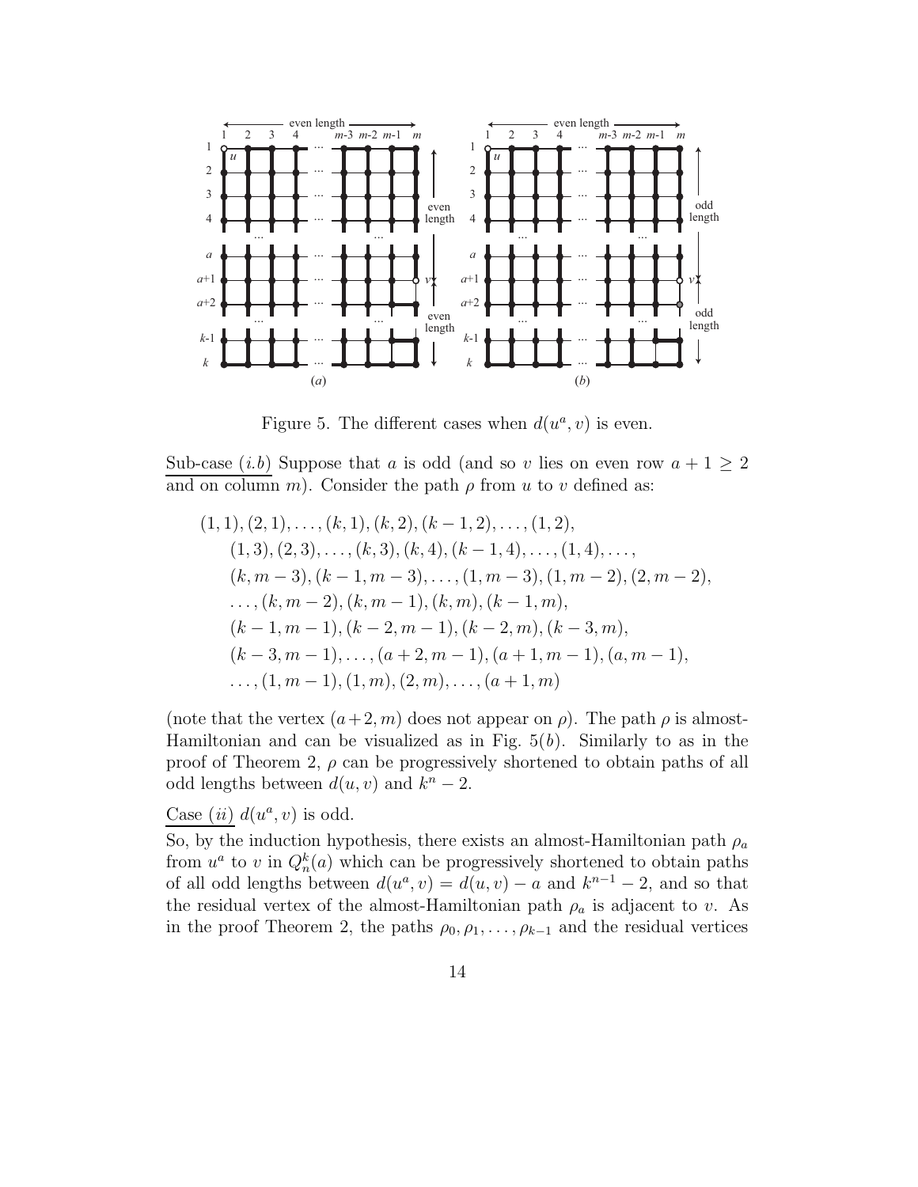Figure 5. The different cases when $d(u^a, v)$ is even.

Sub-case $(i.b)$ Suppose that $a$ is odd (and so $v$ lies on even row $a+1 \geq 2$ and on column $m$). Consider the path $\rho$ from $u$ to $v$ defined as:

$$
\begin{aligned}
&(1,1),(2,1),\ldots,(k,1),(k,2),(k-1,2),\ldots,(1,2),\\
&\quad (1,3),(2,3),\ldots,(k,3),(k,4),(k-1,4),\ldots,(1,4),\ldots,\\
&\quad (k,m-3),(k-1,m-3),\ldots,(1,m-3),(1,m-2),(2,m-2),\\
&\quad \ldots,(k,m-2),(k,m-1),(k,m),(k-1,m),\\
&\quad (k-1,m-1),(k-2,m-1),(k-2,m),(k-3,m),\\
&\quad (k-3,m-1),\ldots,(a+2,m-1),(a+1,m-1),(a,m-1),\\
&\quad \ldots,(1,m-1),(1,m),(2,m),\ldots,(a+1,m)
\end{aligned}
$$

(note that the vertex $(a+2,m)$ does not appear on $\rho$). The path $\rho$ is almost-Hamiltonian and can be visualized as in Fig. 5$(b)$. Similarly to as in the proof of Theorem 2, $\rho$ can be progressively shortened to obtain paths of all odd lengths between $d(u,v)$ and $k^n - 2$.

Case $(ii)$ $d(u^a, v)$ is odd.

So, by the induction hypothesis, there exists an almost-Hamiltonian path $\rho_a$ from $u^a$ to $v$ in $Q_n^k(a)$ which can be progressively shortened to obtain paths of all odd lengths between $d(u^a,v) = d(u,v) - a$ and $k^{n-1} - 2$, and so that the residual vertex of the almost-Hamiltonian path $\rho_a$ is adjacent to $v$. As in the proof Theorem 2, the paths $\rho_0, \rho_1, \ldots, \rho_{k-1}$ and the residual vertices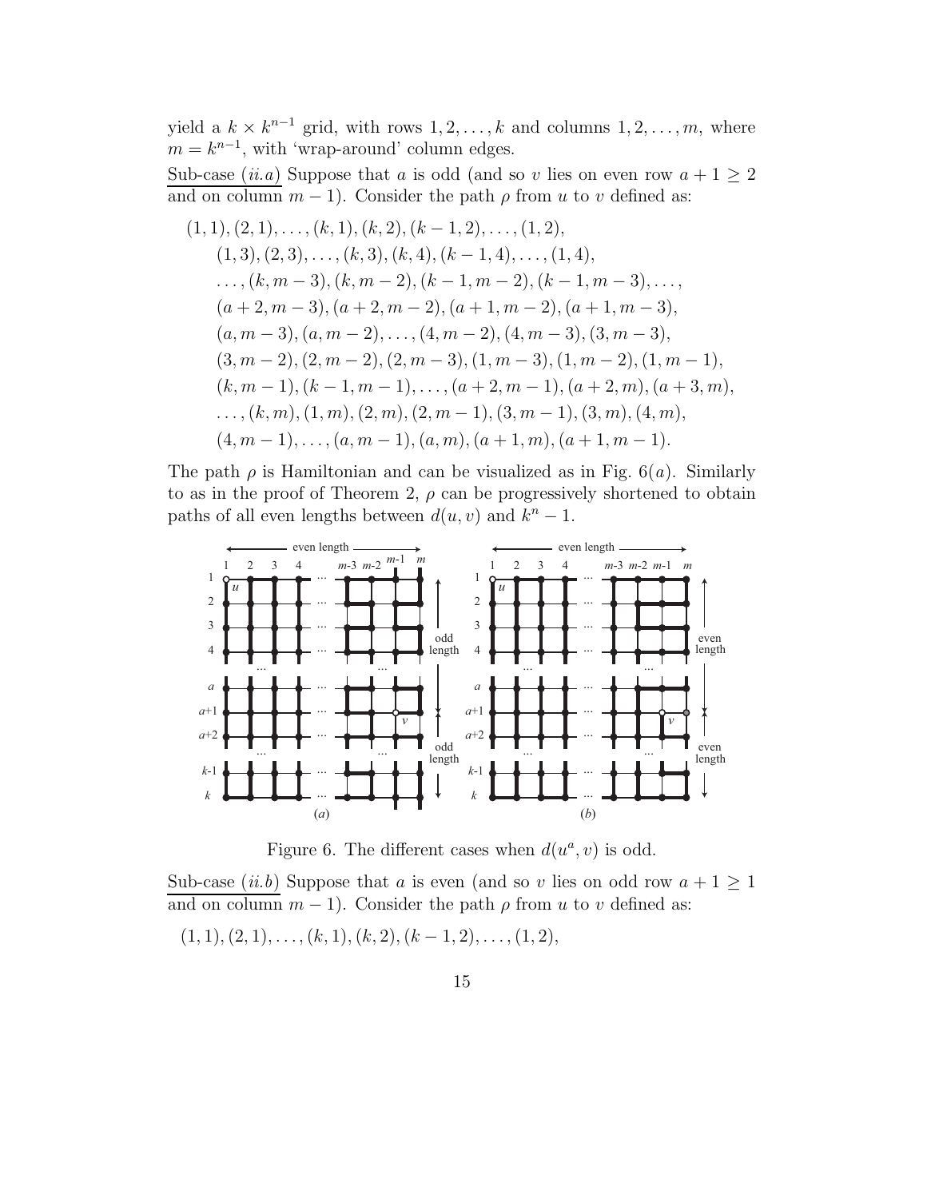yield a $k \times k^{n-1}$ grid, with rows $1, 2, \ldots, k$ and columns $1, 2, \ldots, m$, where $m = k^{n-1}$, with 'wrap-around' column edges.

Sub-case $(ii.a)$ Suppose that $a$ is odd (and so $v$ lies on even row $a+1 \geq 2$ and on column $m-1$). Consider the path $\rho$ from $u$ to $v$ defined as:

$$
\begin{aligned}
&(1,1),(2,1),\ldots,(k,1),(k,2),(k-1,2),\ldots,(1,2),\\
&\quad (1,3),(2,3),\ldots,(k,3),(k,4),(k-1,4),\ldots,(1,4),\\
&\quad \ldots,(k,m-3),(k,m-2),(k-1,m-2),(k-1,m-3),\ldots,\\
&\quad (a+2,m-3),(a+2,m-2),(a+1,m-2),(a+1,m-3),\\
&\quad (a,m-3),(a,m-2),\ldots,(4,m-2),(4,m-3),(3,m-3),\\
&\quad (3,m-2),(2,m-2),(2,m-3),(1,m-3),(1,m-2),(1,m-1),\\
&\quad (k,m-1),(k-1,m-1),\ldots,(a+2,m-1),(a+2,m),(a+3,m),\\
&\quad \ldots,(k,m),(1,m),(2,m),(2,m-1),(3,m-1),(3,m),(4,m),\\
&\quad (4,m-1),\ldots,(a,m-1),(a,m),(a+1,m),(a+1,m-1).
\end{aligned}
$$

The path $\rho$ is Hamiltonian and can be visualized as in Fig. 6$(a)$. Similarly to as in the proof of Theorem 2, $\rho$ can be progressively shortened to obtain paths of all even lengths between $d(u,v)$ and $k^n - 1$.

Figure 6. The different cases when $d(u^a, v)$ is odd.

Sub-case $(ii.b)$ Suppose that $a$ is even (and so $v$ lies on odd row $a+1 \geq 1$ and on column $m-1$). Consider the path $\rho$ from $u$ to $v$ defined as:

$(1,1),(2,1),\ldots,(k,1),(k,2),(k-1,2),\ldots,(1,2),$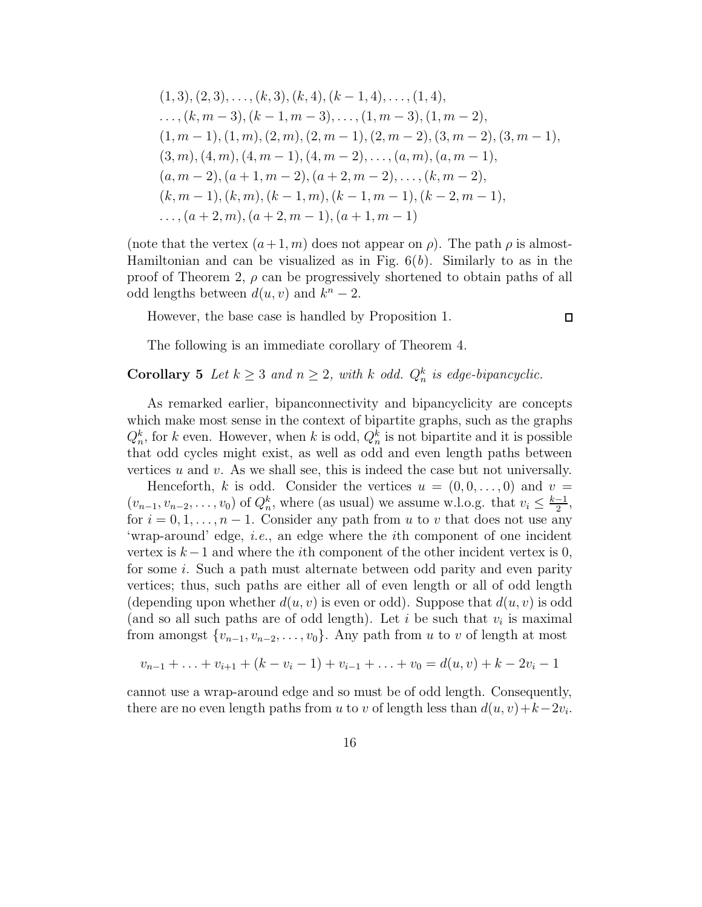$$
\begin{aligned}
&(1,3),(2,3),\ldots,(k,3),(k,4),(k-1,4),\ldots,(1,4),\\
&\ldots,(k,m-3),(k-1,m-3),\ldots,(1,m-3),(1,m-2),\\
&(1,m-1),(1,m),(2,m),(2,m-1),(2,m-2),(3,m-2),(3,m-1),\\
&(3,m),(4,m),(4,m-1),(4,m-2),\ldots,(a,m),(a,m-1),\\
&(a,m-2),(a+1,m-2),(a+2,m-2),\ldots,(k,m-2),\\
&(k,m-1),(k,m),(k-1,m),(k-1,m-1),(k-2,m-1),\\
&\ldots,(a+2,m),(a+2,m-1),(a+1,m-1)
\end{aligned}
$$

(note that the vertex $(a+1,m)$ does not appear on $\rho$). The path $\rho$ is almost-Hamiltonian and can be visualized as in Fig. 6($b$). Similarly to as in the proof of Theorem 2, $\rho$ can be progressively shortened to obtain paths of all odd lengths between $d(u,v)$ and $k^n-2$.

However, the base case is handled by Proposition 1. □

The following is an immediate corollary of Theorem 4.

**Corollary 5** *Let $k \geq 3$ and $n \geq 2$, with $k$ odd. $Q_n^k$ is edge-bipancyclic.*

As remarked earlier, bipanconnectivity and bipancyclicity are concepts which make most sense in the context of bipartite graphs, such as the graphs $Q_n^k$, for $k$ even. However, when $k$ is odd, $Q_n^k$ is not bipartite and it is possible that odd cycles might exist, as well as odd and even length paths between vertices $u$ and $v$. As we shall see, this is indeed the case but not universally.

Henceforth, $k$ is odd. Consider the vertices $u = (0,0,\ldots,0)$ and $v = (v_{n-1}, v_{n-2}, \ldots, v_0)$ of $Q_n^k$, where (as usual) we assume w.l.o.g. that $v_i \leq \frac{k-1}{2}$, for $i = 0,1,\ldots,n-1$. Consider any path from $u$ to $v$ that does not use any 'wrap-around' edge, *i.e.*, an edge where the $i$th component of one incident vertex is $k-1$ and where the $i$th component of the other incident vertex is 0, for some $i$. Such a path must alternate between odd parity and even parity vertices; thus, such paths are either all of even length or all of odd length (depending upon whether $d(u,v)$ is even or odd). Suppose that $d(u,v)$ is odd (and so all such paths are of odd length). Let $i$ be such that $v_i$ is maximal from amongst $\{v_{n-1}, v_{n-2}, \ldots, v_0\}$. Any path from $u$ to $v$ of length at most

$$v_{n-1} + \ldots + v_{i+1} + (k - v_i - 1) + v_{i-1} + \ldots + v_0 = d(u,v) + k - 2v_i - 1$$

cannot use a wrap-around edge and so must be of odd length. Consequently, there are no even length paths from $u$ to $v$ of length less than $d(u,v)+k-2v_i$.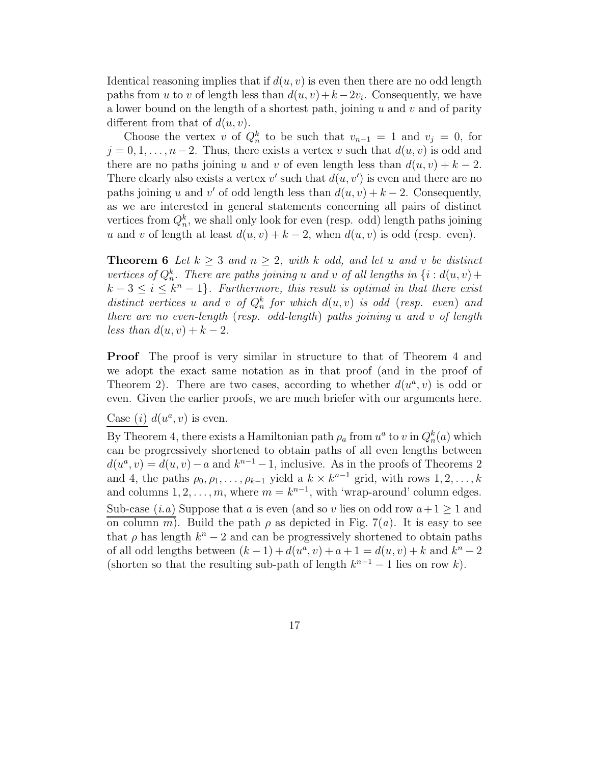Identical reasoning implies that if $d(u,v)$ is even then there are no odd length paths from $u$ to $v$ of length less than $d(u,v)+k-2v_i$. Consequently, we have a lower bound on the length of a shortest path, joining $u$ and $v$ and of parity different from that of $d(u,v)$.

Choose the vertex $v$ of $Q_n^k$ to be such that $v_{n-1}=1$ and $v_j=0$, for $j=0,1,\ldots,n-2$. Thus, there exists a vertex $v$ such that $d(u,v)$ is odd and there are no paths joining $u$ and $v$ of even length less than $d(u,v)+k-2$. There clearly also exists a vertex $v'$ such that $d(u,v')$ is even and there are no paths joining $u$ and $v'$ of odd length less than $d(u,v)+k-2$. Consequently, as we are interested in general statements concerning all pairs of distinct vertices from $Q_n^k$, we shall only look for even (resp. odd) length paths joining $u$ and $v$ of length at least $d(u,v)+k-2$, when $d(u,v)$ is odd (resp. even).

**Theorem 6** *Let $k \geq 3$ and $n \geq 2$, with $k$ odd, and let $u$ and $v$ be distinct vertices of $Q_n^k$. There are paths joining $u$ and $v$ of all lengths in $\{i : d(u,v)+k-3 \leq i \leq k^n-1\}$. Furthermore, this result is optimal in that there exist distinct vertices $u$ and $v$ of $Q_n^k$ for which $d(u,v)$ is odd (resp. even) and there are no even-length (resp. odd-length) paths joining $u$ and $v$ of length less than $d(u,v)+k-2$.*

**Proof** The proof is very similar in structure to that of Theorem 4 and we adopt the exact same notation as in that proof (and in the proof of Theorem 2). There are two cases, according to whether $d(u^a,v)$ is odd or even. Given the earlier proofs, we are much briefer with our arguments here.

Case $(i)$ $d(u^a,v)$ is even.

By Theorem 4, there exists a Hamiltonian path $\rho_a$ from $u^a$ to $v$ in $Q_n^k(a)$ which can be progressively shortened to obtain paths of all even lengths between $d(u^a,v)=d(u,v)-a$ and $k^{n-1}-1$, inclusive. As in the proofs of Theorems 2 and 4, the paths $\rho_0,\rho_1,\ldots,\rho_{k-1}$ yield a $k \times k^{n-1}$ grid, with rows $1,2,\ldots,k$ and columns $1,2,\ldots,m$, where $m=k^{n-1}$, with 'wrap-around' column edges.

Sub-case $(i.a)$ Suppose that $a$ is even (and so $v$ lies on odd row $a+1 \geq 1$ and on column $m$). Build the path $\rho$ as depicted in Fig. $7(a)$. It is easy to see that $\rho$ has length $k^n-2$ and can be progressively shortened to obtain paths of all odd lengths between $(k-1)+d(u^a,v)+a+1=d(u,v)+k$ and $k^n-2$ (shorten so that the resulting sub-path of length $k^{n-1}-1$ lies on row $k$).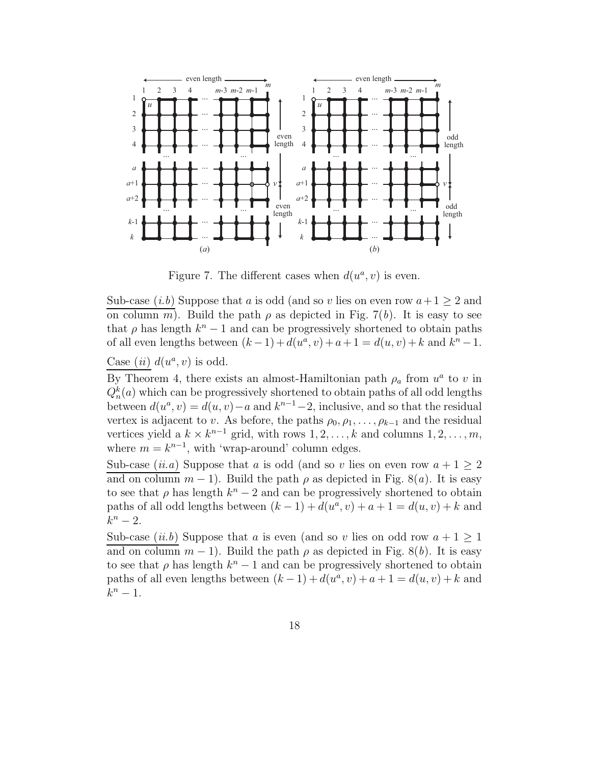Figure 7. The different cases when $d(u^a, v)$ is even.

<u>Sub-case $(i.b)$</u> Suppose that $a$ is odd (and so $v$ lies on even row $a+1 \geq 2$ and on column $m$). Build the path $\rho$ as depicted in Fig. 7$(b)$. It is easy to see that $\rho$ has length $k^n - 1$ and can be progressively shortened to obtain paths of all even lengths between $(k-1) + d(u^a, v) + a + 1 = d(u, v) + k$ and $k^n - 1$.

<u>Case $(ii)$</u> $d(u^a, v)$ is odd.

By Theorem 4, there exists an almost-Hamiltonian path $\rho_a$ from $u^a$ to $v$ in $Q_n^k(a)$ which can be progressively shortened to obtain paths of all odd lengths between $d(u^a, v) = d(u, v) - a$ and $k^{n-1} - 2$, inclusive, and so that the residual vertex is adjacent to $v$. As before, the paths $\rho_0, \rho_1, \ldots, \rho_{k-1}$ and the residual vertices yield a $k \times k^{n-1}$ grid, with rows $1, 2, \ldots, k$ and columns $1, 2, \ldots, m$, where $m = k^{n-1}$, with 'wrap-around' column edges.

<u>Sub-case $(ii.a)$</u> Suppose that $a$ is odd (and so $v$ lies on even row $a + 1 \geq 2$ and on column $m - 1$). Build the path $\rho$ as depicted in Fig. 8$(a)$. It is easy to see that $\rho$ has length $k^n - 2$ and can be progressively shortened to obtain paths of all odd lengths between $(k - 1) + d(u^a, v) + a + 1 = d(u, v) + k$ and $k^n - 2$.

<u>Sub-case $(ii.b)$</u> Suppose that $a$ is even (and so $v$ lies on odd row $a + 1 \geq 1$ and on column $m - 1$). Build the path $\rho$ as depicted in Fig. 8$(b)$. It is easy to see that $\rho$ has length $k^n - 1$ and can be progressively shortened to obtain paths of all even lengths between $(k - 1) + d(u^a, v) + a + 1 = d(u, v) + k$ and $k^n - 1$.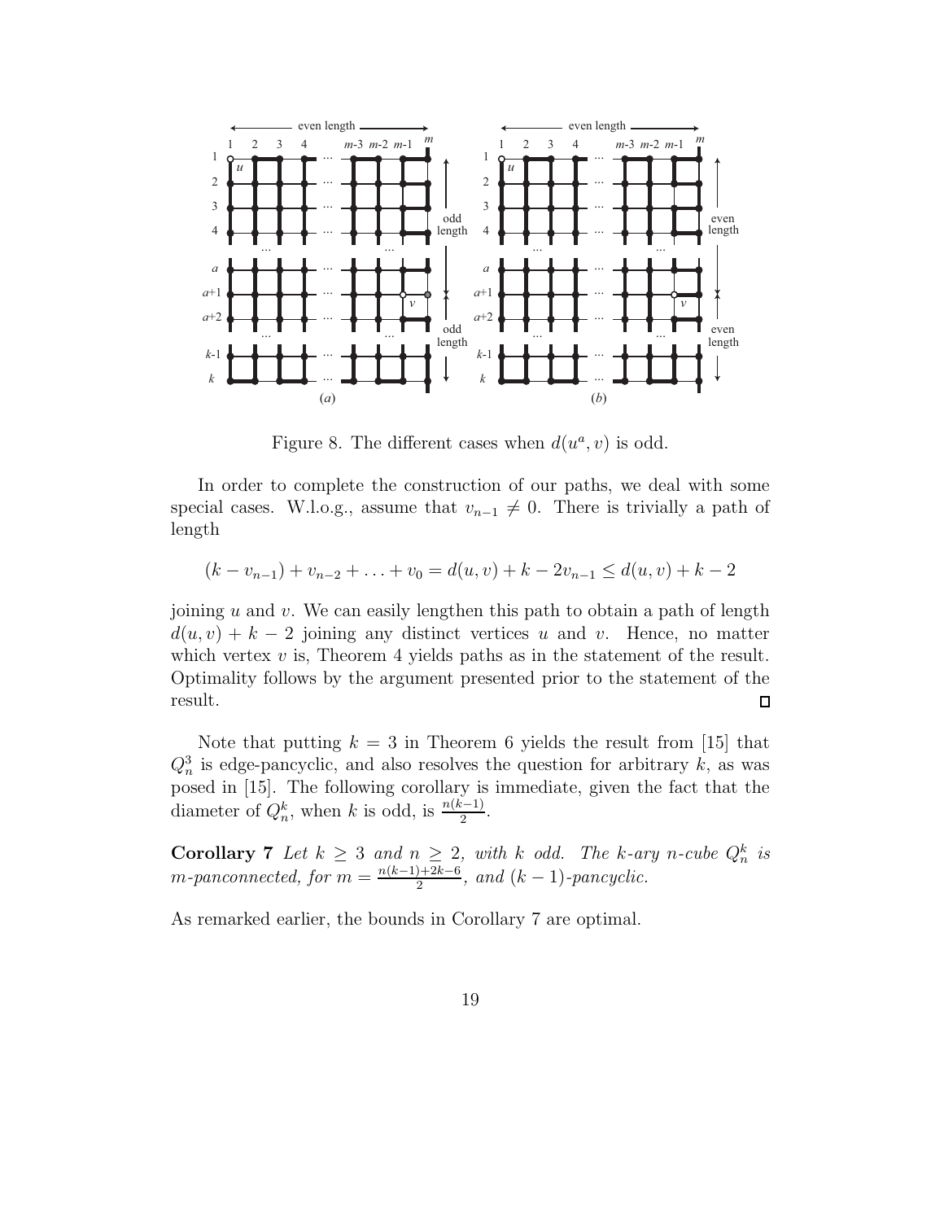Figure 8. The different cases when $d(u^a, v)$ is odd.

In order to complete the construction of our paths, we deal with some special cases. W.l.o.g., assume that $v_{n-1} \neq 0$. There is trivially a path of length

$$(k - v_{n-1}) + v_{n-2} + \ldots + v_0 = d(u, v) + k - 2v_{n-1} \leq d(u, v) + k - 2$$

joining $u$ and $v$. We can easily lengthen this path to obtain a path of length $d(u, v) + k - 2$ joining any distinct vertices $u$ and $v$. Hence, no matter which vertex $v$ is, Theorem 4 yields paths as in the statement of the result. Optimality follows by the argument presented prior to the statement of the result. □

Note that putting $k = 3$ in Theorem 6 yields the result from [15] that $Q_n^3$ is edge-pancyclic, and also resolves the question for arbitrary $k$, as was posed in [15]. The following corollary is immediate, given the fact that the diameter of $Q_n^k$, when $k$ is odd, is $\frac{n(k-1)}{2}$.

**Corollary 7** *Let $k \geq 3$ and $n \geq 2$, with $k$ odd. The $k$-ary $n$-cube $Q_n^k$ is $m$-panconnected, for $m = \frac{n(k-1)+2k-6}{2}$, and $(k-1)$-pancyclic.*

As remarked earlier, the bounds in Corollary 7 are optimal.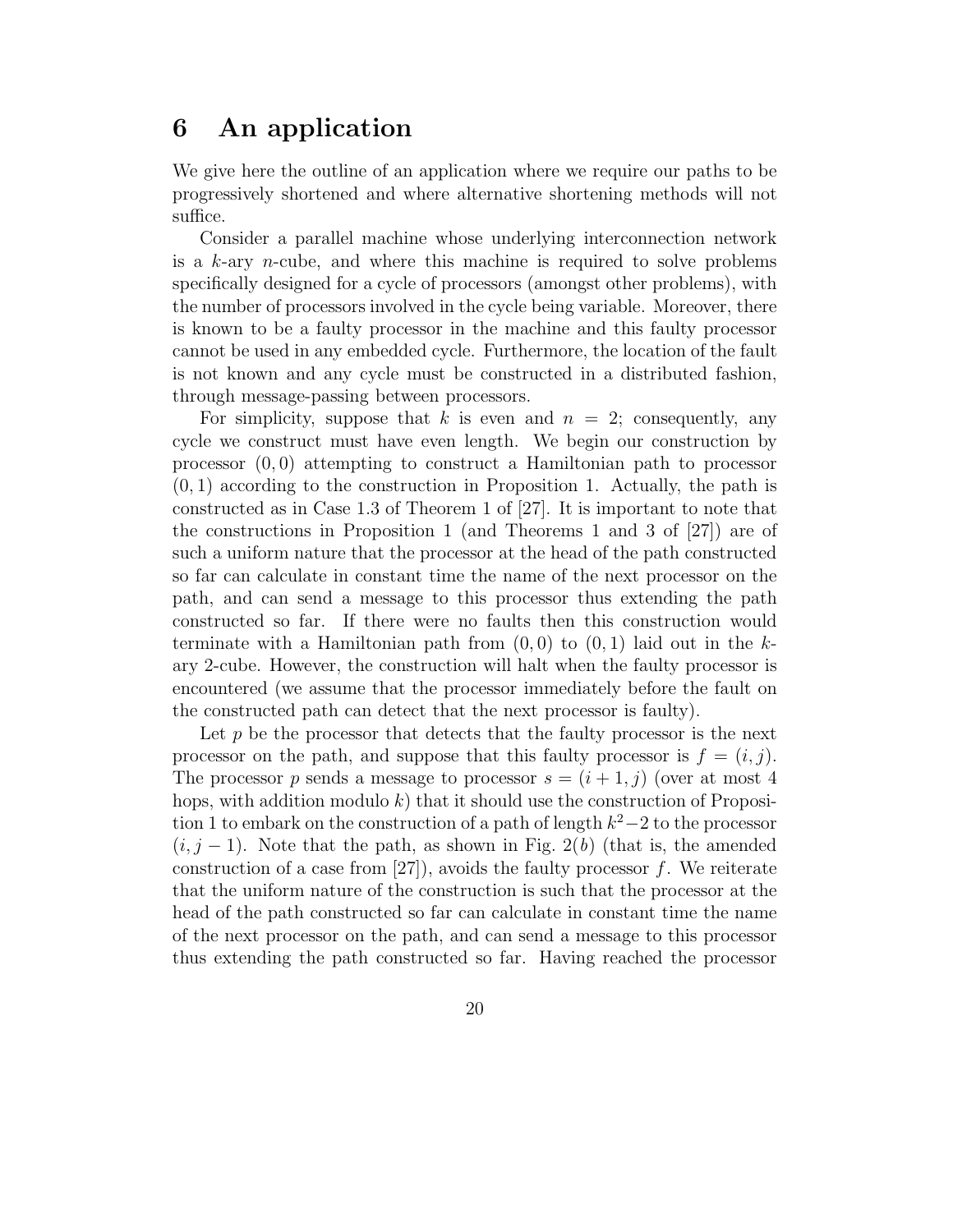# 6 An application

We give here the outline of an application where we require our paths to be progressively shortened and where alternative shortening methods will not suffice.

Consider a parallel machine whose underlying interconnection network is a $k$-ary $n$-cube, and where this machine is required to solve problems specifically designed for a cycle of processors (amongst other problems), with the number of processors involved in the cycle being variable. Moreover, there is known to be a faulty processor in the machine and this faulty processor cannot be used in any embedded cycle. Furthermore, the location of the fault is not known and any cycle must be constructed in a distributed fashion, through message-passing between processors.

For simplicity, suppose that $k$ is even and $n = 2$; consequently, any cycle we construct must have even length. We begin our construction by processor $(0, 0)$ attempting to construct a Hamiltonian path to processor $(0, 1)$ according to the construction in Proposition 1. Actually, the path is constructed as in Case 1.3 of Theorem 1 of [27]. It is important to note that the constructions in Proposition 1 (and Theorems 1 and 3 of [27]) are of such a uniform nature that the processor at the head of the path constructed so far can calculate in constant time the name of the next processor on the path, and can send a message to this processor thus extending the path constructed so far. If there were no faults then this construction would terminate with a Hamiltonian path from $(0, 0)$ to $(0, 1)$ laid out in the $k$-ary 2-cube. However, the construction will halt when the faulty processor is encountered (we assume that the processor immediately before the fault on the constructed path can detect that the next processor is faulty).

Let $p$ be the processor that detects that the faulty processor is the next processor on the path, and suppose that this faulty processor is $f = (i, j)$. The processor $p$ sends a message to processor $s = (i + 1, j)$ (over at most 4 hops, with addition modulo $k$) that it should use the construction of Proposition 1 to embark on the construction of a path of length $k^2-2$ to the processor $(i, j - 1)$. Note that the path, as shown in Fig. 2($b$) (that is, the amended construction of a case from [27]), avoids the faulty processor $f$. We reiterate that the uniform nature of the construction is such that the processor at the head of the path constructed so far can calculate in constant time the name of the next processor on the path, and can send a message to this processor thus extending the path constructed so far. Having reached the processor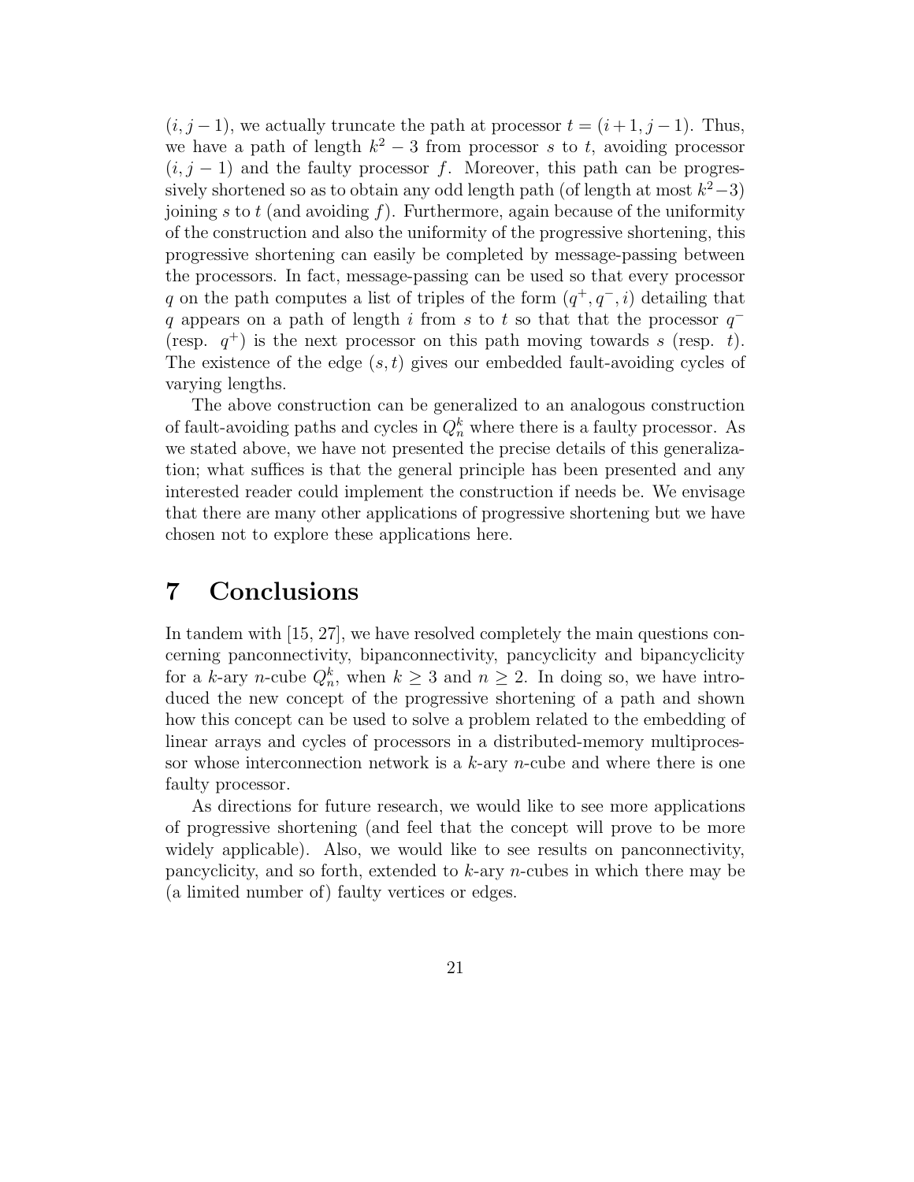$(i, j-1)$, we actually truncate the path at processor $t = (i+1, j-1)$. Thus, we have a path of length $k^2 - 3$ from processor $s$ to $t$, avoiding processor $(i, j-1)$ and the faulty processor $f$. Moreover, this path can be progressively shortened so as to obtain any odd length path (of length at most $k^2-3$) joining $s$ to $t$ (and avoiding $f$). Furthermore, again because of the uniformity of the construction and also the uniformity of the progressive shortening, this progressive shortening can easily be completed by message-passing between the processors. In fact, message-passing can be used so that every processor $q$ on the path computes a list of triples of the form $(q^+, q^-, i)$ detailing that $q$ appears on a path of length $i$ from $s$ to $t$ so that that the processor $q^-$ (resp. $q^+$) is the next processor on this path moving towards $s$ (resp. $t$). The existence of the edge $(s, t)$ gives our embedded fault-avoiding cycles of varying lengths.

The above construction can be generalized to an analogous construction of fault-avoiding paths and cycles in $Q_n^k$ where there is a faulty processor. As we stated above, we have not presented the precise details of this generalization; what suffices is that the general principle has been presented and any interested reader could implement the construction if needs be. We envisage that there are many other applications of progressive shortening but we have chosen not to explore these applications here.

# 7 Conclusions

In tandem with [15, 27], we have resolved completely the main questions concerning panconnectivity, bipanconnectivity, pancyclicity and bipancyclicity for a $k$-ary $n$-cube $Q_n^k$, when $k \geq 3$ and $n \geq 2$. In doing so, we have introduced the new concept of the progressive shortening of a path and shown how this concept can be used to solve a problem related to the embedding of linear arrays and cycles of processors in a distributed-memory multiprocessor whose interconnection network is a $k$-ary $n$-cube and where there is one faulty processor.

As directions for future research, we would like to see more applications of progressive shortening (and feel that the concept will prove to be more widely applicable). Also, we would like to see results on panconnectivity, pancyclicity, and so forth, extended to $k$-ary $n$-cubes in which there may be (a limited number of) faulty vertices or edges.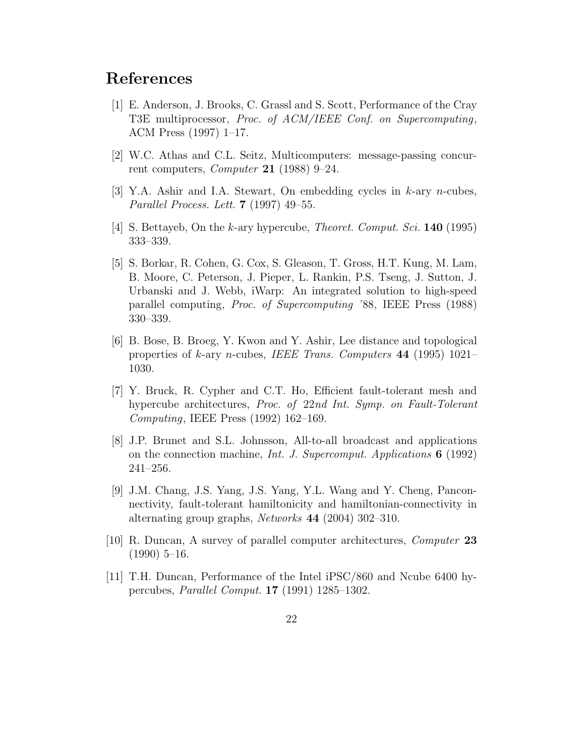## References

[1] E. Anderson, J. Brooks, C. Grassl and S. Scott, Performance of the Cray T3E multiprocessor, *Proc. of ACM/IEEE Conf. on Supercomputing*, ACM Press (1997) 1–17.

[2] W.C. Athas and C.L. Seitz, Multicomputers: message-passing concurrent computers, *Computer* **21** (1988) 9–24.

[3] Y.A. Ashir and I.A. Stewart, On embedding cycles in $k$-ary $n$-cubes, *Parallel Process. Lett.* **7** (1997) 49–55.

[4] S. Bettayeb, On the $k$-ary hypercube, *Theoret. Comput. Sci.* **140** (1995) 333–339.

[5] S. Borkar, R. Cohen, G. Cox, S. Gleason, T. Gross, H.T. Kung, M. Lam, B. Moore, C. Peterson, J. Pieper, L. Rankin, P.S. Tseng, J. Sutton, J. Urbanski and J. Webb, iWarp: An integrated solution to high-speed parallel computing, *Proc. of Supercomputing* '88, IEEE Press (1988) 330–339.

[6] B. Bose, B. Broeg, Y. Kwon and Y. Ashir, Lee distance and topological properties of $k$-ary $n$-cubes, *IEEE Trans. Computers* **44** (1995) 1021–1030.

[7] Y. Bruck, R. Cypher and C.T. Ho, Efficient fault-tolerant mesh and hypercube architectures, *Proc. of 22nd Int. Symp. on Fault-Tolerant Computing*, IEEE Press (1992) 162–169.

[8] J.P. Brunet and S.L. Johnsson, All-to-all broadcast and applications on the connection machine, *Int. J. Supercomput. Applications* **6** (1992) 241–256.

[9] J.M. Chang, J.S. Yang, J.S. Yang, Y.L. Wang and Y. Cheng, Panconnectivity, fault-tolerant hamiltonicity and hamiltonian-connectivity in alternating group graphs, *Networks* **44** (2004) 302–310.

[10] R. Duncan, A survey of parallel computer architectures, *Computer* **23** (1990) 5–16.

[11] T.H. Duncan, Performance of the Intel iPSC/860 and Ncube 6400 hypercubes, *Parallel Comput.* **17** (1991) 1285–1302.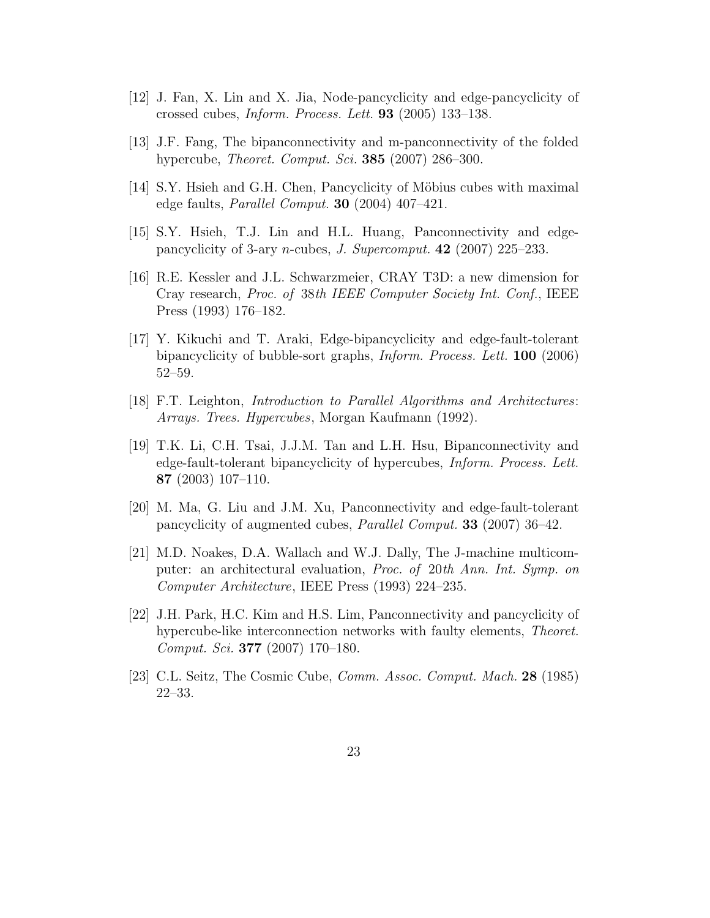[12] J. Fan, X. Lin and X. Jia, Node-pancyclicity and edge-pancyclicity of crossed cubes, *Inform. Process. Lett.* **93** (2005) 133–138.

[13] J.F. Fang, The bipanconnectivity and m-panconnectivity of the folded hypercube, *Theoret. Comput. Sci.* **385** (2007) 286–300.

[14] S.Y. Hsieh and G.H. Chen, Pancyclicity of Möbius cubes with maximal edge faults, *Parallel Comput.* **30** (2004) 407–421.

[15] S.Y. Hsieh, T.J. Lin and H.L. Huang, Panconnectivity and edge-pancyclicity of 3-ary $n$-cubes, *J. Supercomput.* **42** (2007) 225–233.

[16] R.E. Kessler and J.L. Schwarzmeier, CRAY T3D: a new dimension for Cray research, *Proc. of* 38*th IEEE Computer Society Int. Conf.*, IEEE Press (1993) 176–182.

[17] Y. Kikuchi and T. Araki, Edge-bipancyclicity and edge-fault-tolerant bipancyclicity of bubble-sort graphs, *Inform. Process. Lett.* **100** (2006) 52–59.

[18] F.T. Leighton, *Introduction to Parallel Algorithms and Architectures*: *Arrays. Trees. Hypercubes*, Morgan Kaufmann (1992).

[19] T.K. Li, C.H. Tsai, J.J.M. Tan and L.H. Hsu, Bipanconnectivity and edge-fault-tolerant bipancyclicity of hypercubes, *Inform. Process. Lett.* **87** (2003) 107–110.

[20] M. Ma, G. Liu and J.M. Xu, Panconnectivity and edge-fault-tolerant pancyclicity of augmented cubes, *Parallel Comput.* **33** (2007) 36–42.

[21] M.D. Noakes, D.A. Wallach and W.J. Dally, The J-machine multicomputer: an architectural evaluation, *Proc. of* 20*th Ann. Int. Symp. on Computer Architecture*, IEEE Press (1993) 224–235.

[22] J.H. Park, H.C. Kim and H.S. Lim, Panconnectivity and pancyclicity of hypercube-like interconnection networks with faulty elements, *Theoret. Comput. Sci.* **377** (2007) 170–180.

[23] C.L. Seitz, The Cosmic Cube, *Comm. Assoc. Comput. Mach.* **28** (1985) 22–33.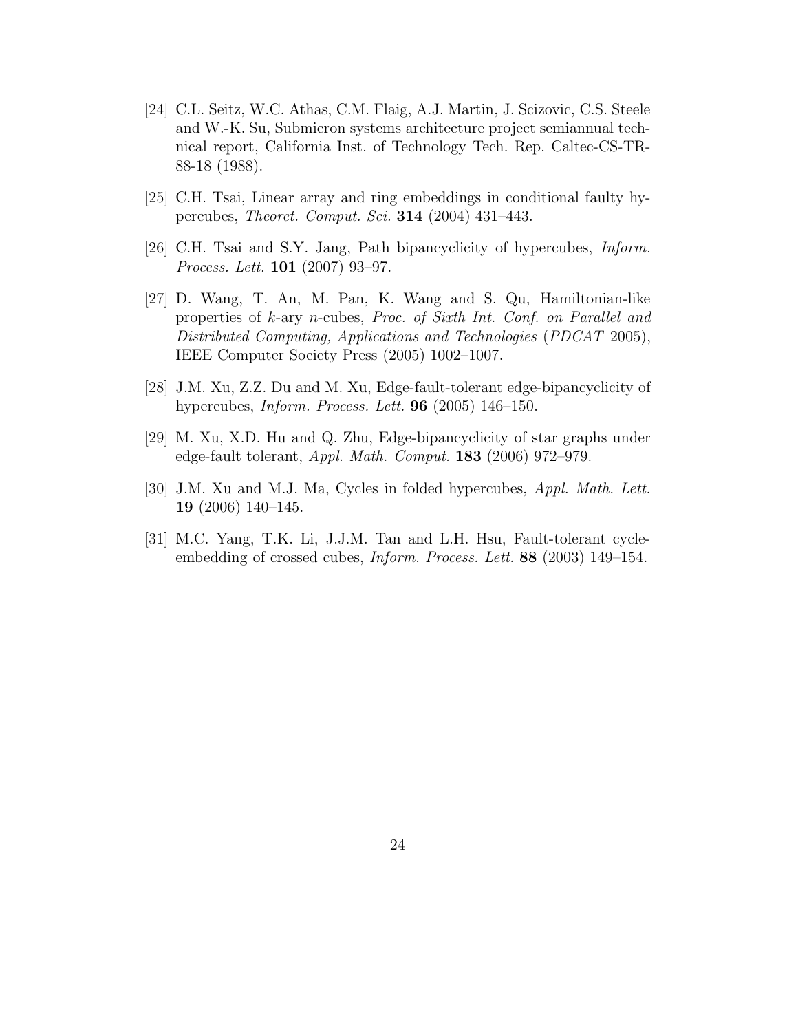[24] C.L. Seitz, W.C. Athas, C.M. Flaig, A.J. Martin, J. Scizovic, C.S. Steele and W.-K. Su, Submicron systems architecture project semiannual technical report, California Inst. of Technology Tech. Rep. Caltec-CS-TR-88-18 (1988).

[25] C.H. Tsai, Linear array and ring embeddings in conditional faulty hypercubes, *Theoret. Comput. Sci.* **314** (2004) 431–443.

[26] C.H. Tsai and S.Y. Jang, Path bipancyclicity of hypercubes, *Inform. Process. Lett.* **101** (2007) 93–97.

[27] D. Wang, T. An, M. Pan, K. Wang and S. Qu, Hamiltonian-like properties of $k$-ary $n$-cubes, *Proc. of Sixth Int. Conf. on Parallel and Distributed Computing, Applications and Technologies* (*PDCAT* 2005), IEEE Computer Society Press (2005) 1002–1007.

[28] J.M. Xu, Z.Z. Du and M. Xu, Edge-fault-tolerant edge-bipancyclicity of hypercubes, *Inform. Process. Lett.* **96** (2005) 146–150.

[29] M. Xu, X.D. Hu and Q. Zhu, Edge-bipancyclicity of star graphs under edge-fault tolerant, *Appl. Math. Comput.* **183** (2006) 972–979.

[30] J.M. Xu and M.J. Ma, Cycles in folded hypercubes, *Appl. Math. Lett.* **19** (2006) 140–145.

[31] M.C. Yang, T.K. Li, J.J.M. Tan and L.H. Hsu, Fault-tolerant cycle-embedding of crossed cubes, *Inform. Process. Lett.* **88** (2003) 149–154.